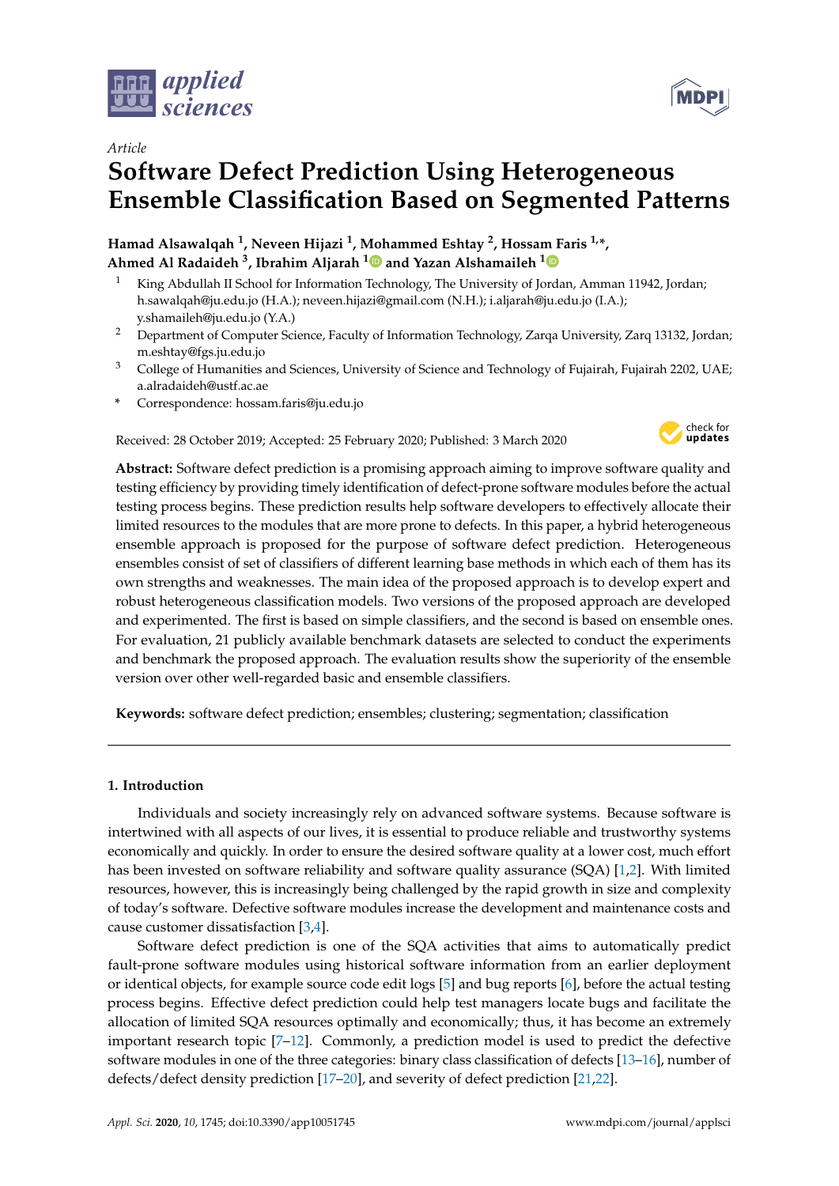*Article*

# Software Defect Prediction Using Heterogeneous Ensemble Classification Based on Segmented Patterns

**Hamad Alsawalqah [1], Neveen Hijazi [1], Mohammed Eshtay [2], Hossam Faris [1,*], Ahmed Al Radaideh [3], Ibrahim Aljarah [1] and Yazan Alshamaileh [1]**

1 King Abdullah II School for Information Technology, The University of Jordan, Amman 11942, Jordan; h.sawalqah@ju.edu.jo (H.A.); neveen.hijazi@gmail.com (N.H.); i.aljarah@ju.edu.jo (I.A.); y.shamaileh@ju.edu.jo (Y.A.)

2 Department of Computer Science, Faculty of Information Technology, Zarqa University, Zarq 13132, Jordan; m.eshtay@fgs.ju.edu.jo

3 College of Humanities and Sciences, University of Science and Technology of Fujairah, Fujairah 2202, UAE; a.alradaideh@ustf.ac.ae

\* Correspondence: hossam.faris@ju.edu.jo

Received: 28 October 2019; Accepted: 25 February 2020; Published: 3 March 2020

**Abstract:** Software defect prediction is a promising approach aiming to improve software quality and testing efficiency by providing timely identification of defect-prone software modules before the actual testing process begins. These prediction results help software developers to effectively allocate their limited resources to the modules that are more prone to defects. In this paper, a hybrid heterogeneous ensemble approach is proposed for the purpose of software defect prediction. Heterogeneous ensembles consist of set of classifiers of different learning base methods in which each of them has its own strengths and weaknesses. The main idea of the proposed approach is to develop expert and robust heterogeneous classification models. Two versions of the proposed approach are developed and experimented. The first is based on simple classifiers, and the second is based on ensemble ones. For evaluation, 21 publicly available benchmark datasets are selected to conduct the experiments and benchmark the proposed approach. The evaluation results show the superiority of the ensemble version over other well-regarded basic and ensemble classifiers.

**Keywords:** software defect prediction; ensembles; clustering; segmentation; classification

## 1. Introduction

Individuals and society increasingly rely on advanced software systems. Because software is intertwined with all aspects of our lives, it is essential to produce reliable and trustworthy systems economically and quickly. In order to ensure the desired software quality at a lower cost, much effort has been invested on software reliability and software quality assurance (SQA) [1,2]. With limited resources, however, this is increasingly being challenged by the rapid growth in size and complexity of today's software. Defective software modules increase the development and maintenance costs and cause customer dissatisfaction [3,4].

Software defect prediction is one of the SQA activities that aims to automatically predict fault-prone software modules using historical software information from an earlier deployment or identical objects, for example source code edit logs [5] and bug reports [6], before the actual testing process begins. Effective defect prediction could help test managers locate bugs and facilitate the allocation of limited SQA resources optimally and economically; thus, it has become an extremely important research topic [7–12]. Commonly, a prediction model is used to predict the defective software modules in one of the three categories: binary class classification of defects [13–16], number of defects/defect density prediction [17–20], and severity of defect prediction [21,22].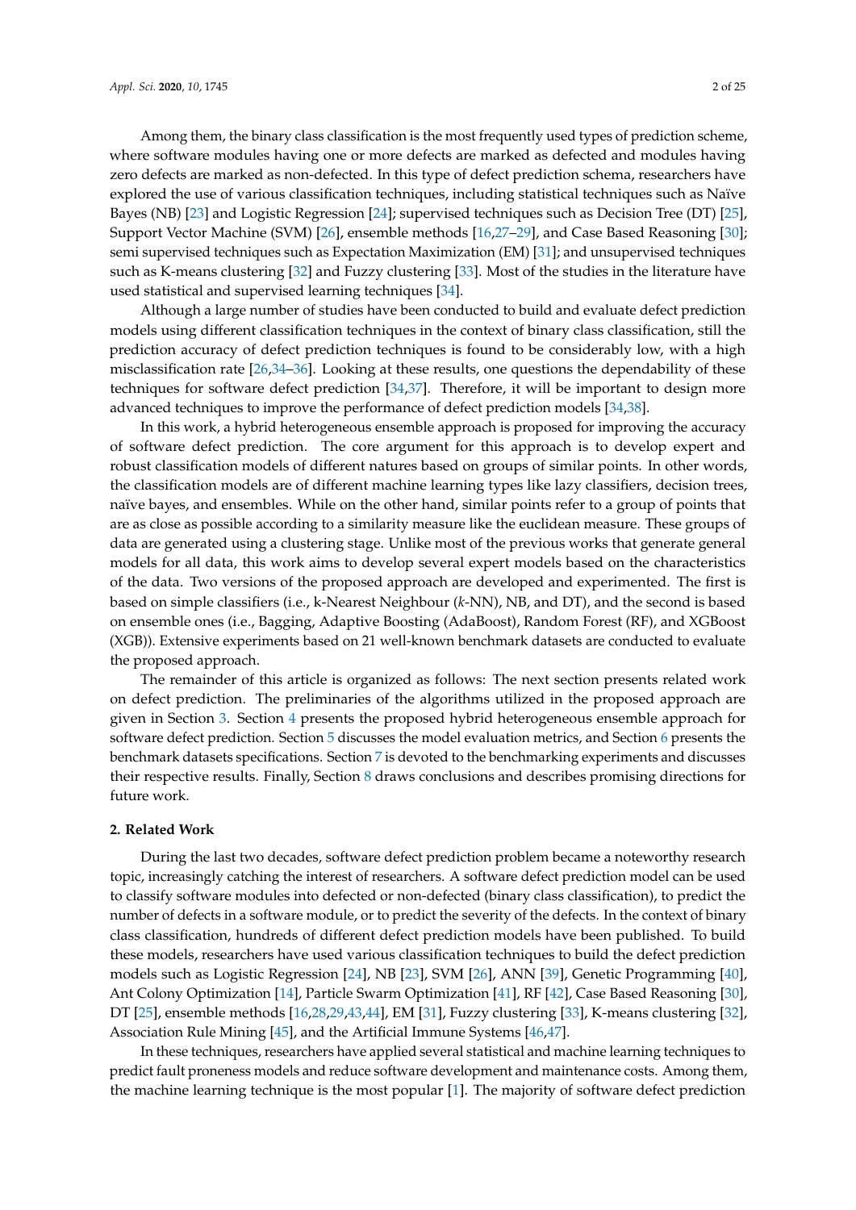Among them, the binary class classification is the most frequently used types of prediction scheme, where software modules having one or more defects are marked as defected and modules having zero defects are marked as non-defected. In this type of defect prediction schema, researchers have explored the use of various classification techniques, including statistical techniques such as Naïve Bayes (NB) [23] and Logistic Regression [24]; supervised techniques such as Decision Tree (DT) [25], Support Vector Machine (SVM) [26], ensemble methods [16,27–29], and Case Based Reasoning [30]; semi supervised techniques such as Expectation Maximization (EM) [31]; and unsupervised techniques such as K-means clustering [32] and Fuzzy clustering [33]. Most of the studies in the literature have used statistical and supervised learning techniques [34].

Although a large number of studies have been conducted to build and evaluate defect prediction models using different classification techniques in the context of binary class classification, still the prediction accuracy of defect prediction techniques is found to be considerably low, with a high misclassification rate [26,34–36]. Looking at these results, one questions the dependability of these techniques for software defect prediction [34,37]. Therefore, it will be important to design more advanced techniques to improve the performance of defect prediction models [34,38].

In this work, a hybrid heterogeneous ensemble approach is proposed for improving the accuracy of software defect prediction. The core argument for this approach is to develop expert and robust classification models of different natures based on groups of similar points. In other words, the classification models are of different machine learning types like lazy classifiers, decision trees, naïve bayes, and ensembles. While on the other hand, similar points refer to a group of points that are as close as possible according to a similarity measure like the euclidean measure. These groups of data are generated using a clustering stage. Unlike most of the previous works that generate general models for all data, this work aims to develop several expert models based on the characteristics of the data. Two versions of the proposed approach are developed and experimented. The first is based on simple classifiers (i.e., k-Nearest Neighbour (*k*-NN), NB, and DT), and the second is based on ensemble ones (i.e., Bagging, Adaptive Boosting (AdaBoost), Random Forest (RF), and XGBoost (XGB)). Extensive experiments based on 21 well-known benchmark datasets are conducted to evaluate the proposed approach.

The remainder of this article is organized as follows: The next section presents related work on defect prediction. The preliminaries of the algorithms utilized in the proposed approach are given in Section 3. Section 4 presents the proposed hybrid heterogeneous ensemble approach for software defect prediction. Section 5 discusses the model evaluation metrics, and Section 6 presents the benchmark datasets specifications. Section 7 is devoted to the benchmarking experiments and discusses their respective results. Finally, Section 8 draws conclusions and describes promising directions for future work.

## 2. Related Work

During the last two decades, software defect prediction problem became a noteworthy research topic, increasingly catching the interest of researchers. A software defect prediction model can be used to classify software modules into defected or non-defected (binary class classification), to predict the number of defects in a software module, or to predict the severity of the defects. In the context of binary class classification, hundreds of different defect prediction models have been published. To build these models, researchers have used various classification techniques to build the defect prediction models such as Logistic Regression [24], NB [23], SVM [26], ANN [39], Genetic Programming [40], Ant Colony Optimization [14], Particle Swarm Optimization [41], RF [42], Case Based Reasoning [30], DT [25], ensemble methods [16,28,29,43,44], EM [31], Fuzzy clustering [33], K-means clustering [32], Association Rule Mining [45], and the Artificial Immune Systems [46,47].

In these techniques, researchers have applied several statistical and machine learning techniques to predict fault proneness models and reduce software development and maintenance costs. Among them, the machine learning technique is the most popular [1]. The majority of software defect prediction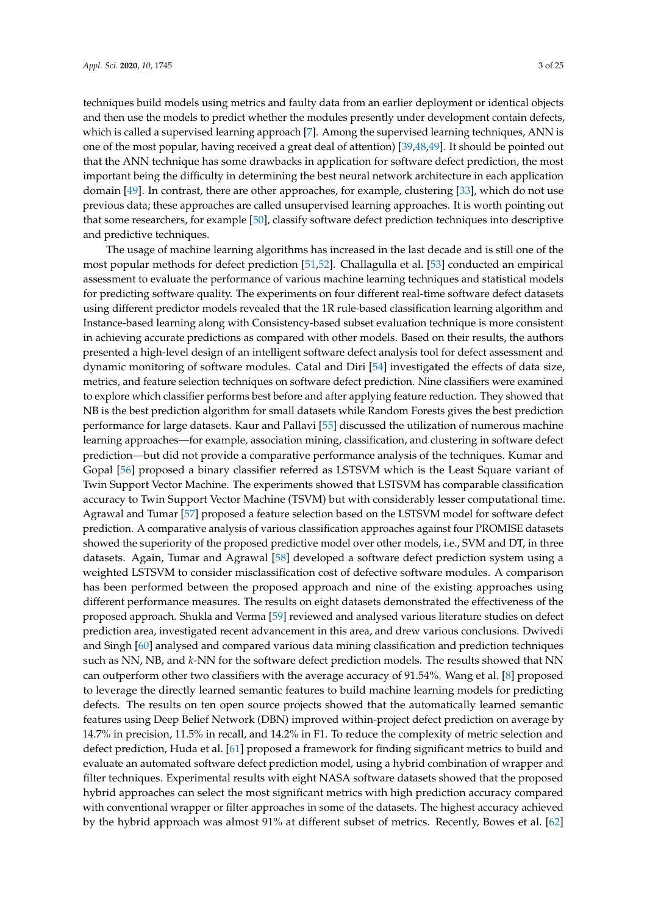techniques build models using metrics and faulty data from an earlier deployment or identical objects and then use the models to predict whether the modules presently under development contain defects, which is called a supervised learning approach [7]. Among the supervised learning techniques, ANN is one of the most popular, having received a great deal of attention) [39,48,49]. It should be pointed out that the ANN technique has some drawbacks in application for software defect prediction, the most important being the difficulty in determining the best neural network architecture in each application domain [49]. In contrast, there are other approaches, for example, clustering [33], which do not use previous data; these approaches are called unsupervised learning approaches. It is worth pointing out that some researchers, for example [50], classify software defect prediction techniques into descriptive and predictive techniques.

The usage of machine learning algorithms has increased in the last decade and is still one of the most popular methods for defect prediction [51,52]. Challagulla et al. [53] conducted an empirical assessment to evaluate the performance of various machine learning techniques and statistical models for predicting software quality. The experiments on four different real-time software defect datasets using different predictor models revealed that the 1R rule-based classification learning algorithm and Instance-based learning along with Consistency-based subset evaluation technique is more consistent in achieving accurate predictions as compared with other models. Based on their results, the authors presented a high-level design of an intelligent software defect analysis tool for defect assessment and dynamic monitoring of software modules. Catal and Diri [54] investigated the effects of data size, metrics, and feature selection techniques on software defect prediction. Nine classifiers were examined to explore which classifier performs best before and after applying feature reduction. They showed that NB is the best prediction algorithm for small datasets while Random Forests gives the best prediction performance for large datasets. Kaur and Pallavi [55] discussed the utilization of numerous machine learning approaches—for example, association mining, classification, and clustering in software defect prediction—but did not provide a comparative performance analysis of the techniques. Kumar and Gopal [56] proposed a binary classifier referred as LSTSVM which is the Least Square variant of Twin Support Vector Machine. The experiments showed that LSTSVM has comparable classification accuracy to Twin Support Vector Machine (TSVM) but with considerably lesser computational time. Agrawal and Tumar [57] proposed a feature selection based on the LSTSVM model for software defect prediction. A comparative analysis of various classification approaches against four PROMISE datasets showed the superiority of the proposed predictive model over other models, i.e., SVM and DT, in three datasets. Again, Tumar and Agrawal [58] developed a software defect prediction system using a weighted LSTSVM to consider misclassification cost of defective software modules. A comparison has been performed between the proposed approach and nine of the existing approaches using different performance measures. The results on eight datasets demonstrated the effectiveness of the proposed approach. Shukla and Verma [59] reviewed and analysed various literature studies on defect prediction area, investigated recent advancement in this area, and drew various conclusions. Dwivedi and Singh [60] analysed and compared various data mining classification and prediction techniques such as NN, NB, and *k*-NN for the software defect prediction models. The results showed that NN can outperform other two classifiers with the average accuracy of 91.54%. Wang et al. [8] proposed to leverage the directly learned semantic features to build machine learning models for predicting defects. The results on ten open source projects showed that the automatically learned semantic features using Deep Belief Network (DBN) improved within-project defect prediction on average by 14.7% in precision, 11.5% in recall, and 14.2% in F1. To reduce the complexity of metric selection and defect prediction, Huda et al. [61] proposed a framework for finding significant metrics to build and evaluate an automated software defect prediction model, using a hybrid combination of wrapper and filter techniques. Experimental results with eight NASA software datasets showed that the proposed hybrid approaches can select the most significant metrics with high prediction accuracy compared with conventional wrapper or filter approaches in some of the datasets. The highest accuracy achieved by the hybrid approach was almost 91% at different subset of metrics. Recently, Bowes et al. [62]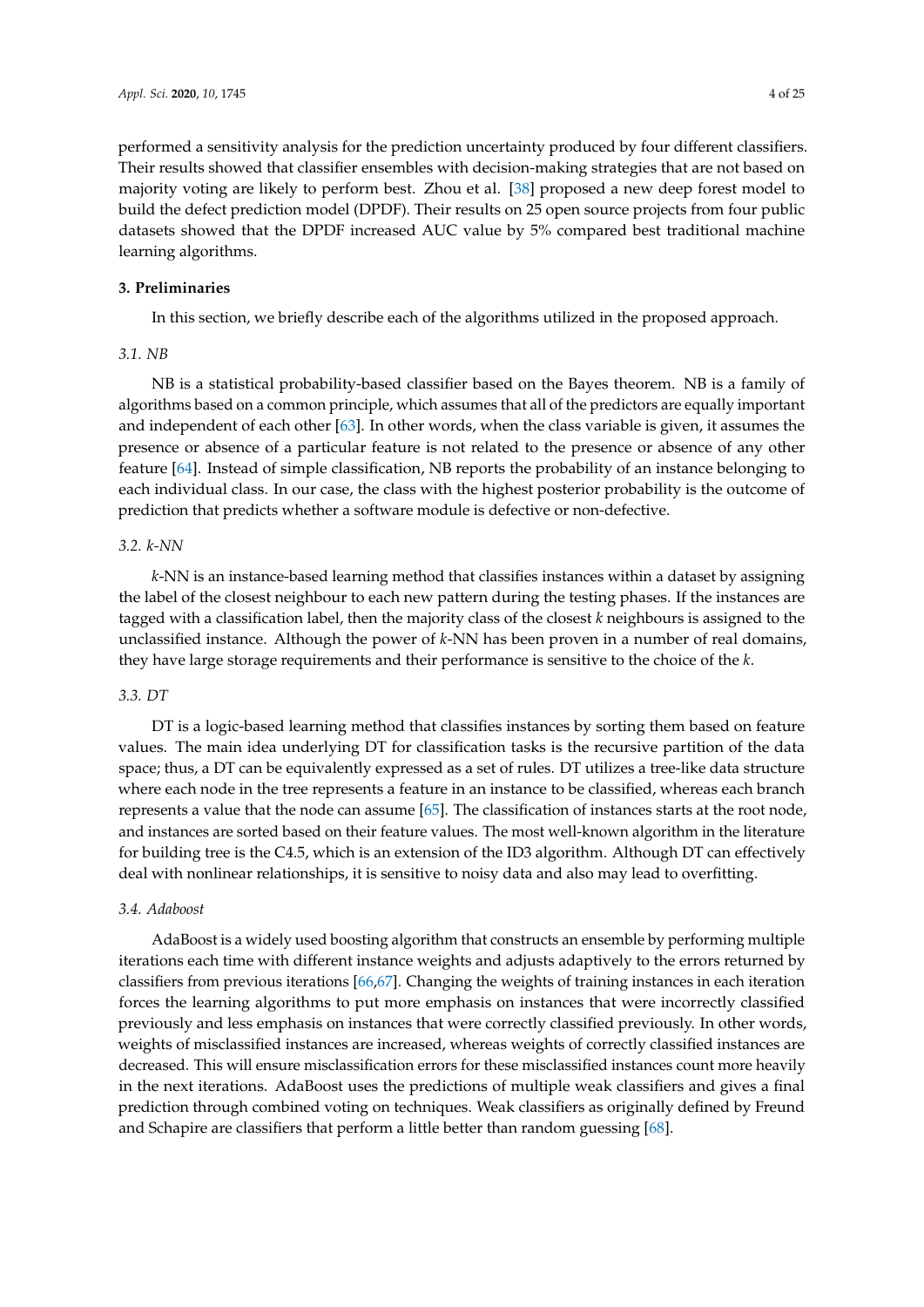performed a sensitivity analysis for the prediction uncertainty produced by four different classifiers. Their results showed that classifier ensembles with decision-making strategies that are not based on majority voting are likely to perform best. Zhou et al. [38] proposed a new deep forest model to build the defect prediction model (DPDF). Their results on 25 open source projects from four public datasets showed that the DPDF increased AUC value by 5% compared best traditional machine learning algorithms.

## 3. Preliminaries

In this section, we briefly describe each of the algorithms utilized in the proposed approach.

### *3.1. NB*

NB is a statistical probability-based classifier based on the Bayes theorem. NB is a family of algorithms based on a common principle, which assumes that all of the predictors are equally important and independent of each other [63]. In other words, when the class variable is given, it assumes the presence or absence of a particular feature is not related to the presence or absence of any other feature [64]. Instead of simple classification, NB reports the probability of an instance belonging to each individual class. In our case, the class with the highest posterior probability is the outcome of prediction that predicts whether a software module is defective or non-defective.

### *3.2. k-NN*

*k*-NN is an instance-based learning method that classifies instances within a dataset by assigning the label of the closest neighbour to each new pattern during the testing phases. If the instances are tagged with a classification label, then the majority class of the closest *k* neighbours is assigned to the unclassified instance. Although the power of *k*-NN has been proven in a number of real domains, they have large storage requirements and their performance is sensitive to the choice of the *k*.

### *3.3. DT*

DT is a logic-based learning method that classifies instances by sorting them based on feature values. The main idea underlying DT for classification tasks is the recursive partition of the data space; thus, a DT can be equivalently expressed as a set of rules. DT utilizes a tree-like data structure where each node in the tree represents a feature in an instance to be classified, whereas each branch represents a value that the node can assume [65]. The classification of instances starts at the root node, and instances are sorted based on their feature values. The most well-known algorithm in the literature for building tree is the C4.5, which is an extension of the ID3 algorithm. Although DT can effectively deal with nonlinear relationships, it is sensitive to noisy data and also may lead to overfitting.

### *3.4. Adaboost*

AdaBoost is a widely used boosting algorithm that constructs an ensemble by performing multiple iterations each time with different instance weights and adjusts adaptively to the errors returned by classifiers from previous iterations [66,67]. Changing the weights of training instances in each iteration forces the learning algorithms to put more emphasis on instances that were incorrectly classified previously and less emphasis on instances that were correctly classified previously. In other words, weights of misclassified instances are increased, whereas weights of correctly classified instances are decreased. This will ensure misclassification errors for these misclassified instances count more heavily in the next iterations. AdaBoost uses the predictions of multiple weak classifiers and gives a final prediction through combined voting on techniques. Weak classifiers as originally defined by Freund and Schapire are classifiers that perform a little better than random guessing [68].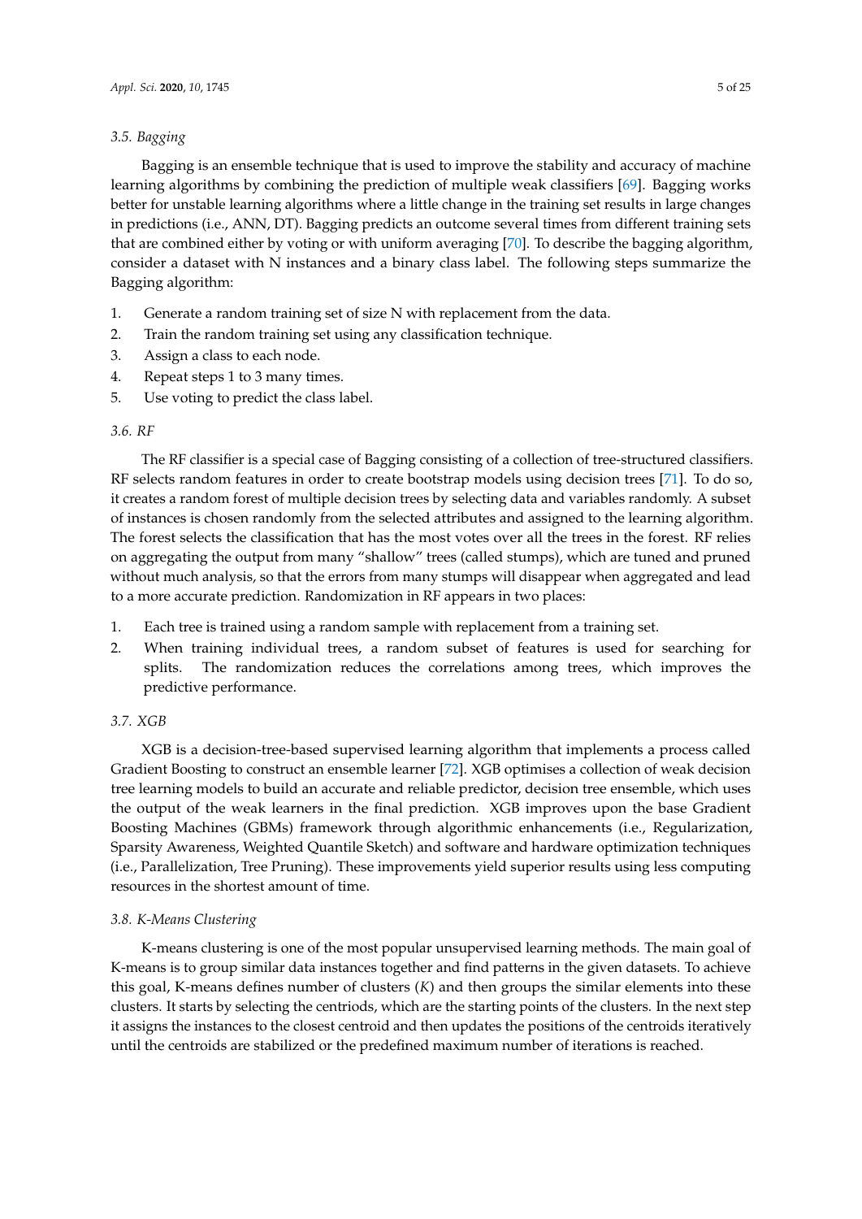### 3.5. Bagging

Bagging is an ensemble technique that is used to improve the stability and accuracy of machine learning algorithms by combining the prediction of multiple weak classifiers [69]. Bagging works better for unstable learning algorithms where a little change in the training set results in large changes in predictions (i.e., ANN, DT). Bagging predicts an outcome several times from different training sets that are combined either by voting or with uniform averaging [70]. To describe the bagging algorithm, consider a dataset with N instances and a binary class label. The following steps summarize the Bagging algorithm:

1. Generate a random training set of size N with replacement from the data.
2. Train the random training set using any classification technique.
3. Assign a class to each node.
4. Repeat steps 1 to 3 many times.
5. Use voting to predict the class label.

### 3.6. RF

The RF classifier is a special case of Bagging consisting of a collection of tree-structured classifiers. RF selects random features in order to create bootstrap models using decision trees [71]. To do so, it creates a random forest of multiple decision trees by selecting data and variables randomly. A subset of instances is chosen randomly from the selected attributes and assigned to the learning algorithm. The forest selects the classification that has the most votes over all the trees in the forest. RF relies on aggregating the output from many "shallow" trees (called stumps), which are tuned and pruned without much analysis, so that the errors from many stumps will disappear when aggregated and lead to a more accurate prediction. Randomization in RF appears in two places:

1. Each tree is trained using a random sample with replacement from a training set.
2. When training individual trees, a random subset of features is used for searching for splits. The randomization reduces the correlations among trees, which improves the predictive performance.

### 3.7. XGB

XGB is a decision-tree-based supervised learning algorithm that implements a process called Gradient Boosting to construct an ensemble learner [72]. XGB optimises a collection of weak decision tree learning models to build an accurate and reliable predictor, decision tree ensemble, which uses the output of the weak learners in the final prediction. XGB improves upon the base Gradient Boosting Machines (GBMs) framework through algorithmic enhancements (i.e., Regularization, Sparsity Awareness, Weighted Quantile Sketch) and software and hardware optimization techniques (i.e., Parallelization, Tree Pruning). These improvements yield superior results using less computing resources in the shortest amount of time.

### 3.8. K-Means Clustering

K-means clustering is one of the most popular unsupervised learning methods. The main goal of K-means is to group similar data instances together and find patterns in the given datasets. To achieve this goal, K-means defines number of clusters ($K$) and then groups the similar elements into these clusters. It starts by selecting the centroids, which are the starting points of the clusters. In the next step it assigns the instances to the closest centroid and then updates the positions of the centroids iteratively until the centroids are stabilized or the predefined maximum number of iterations is reached.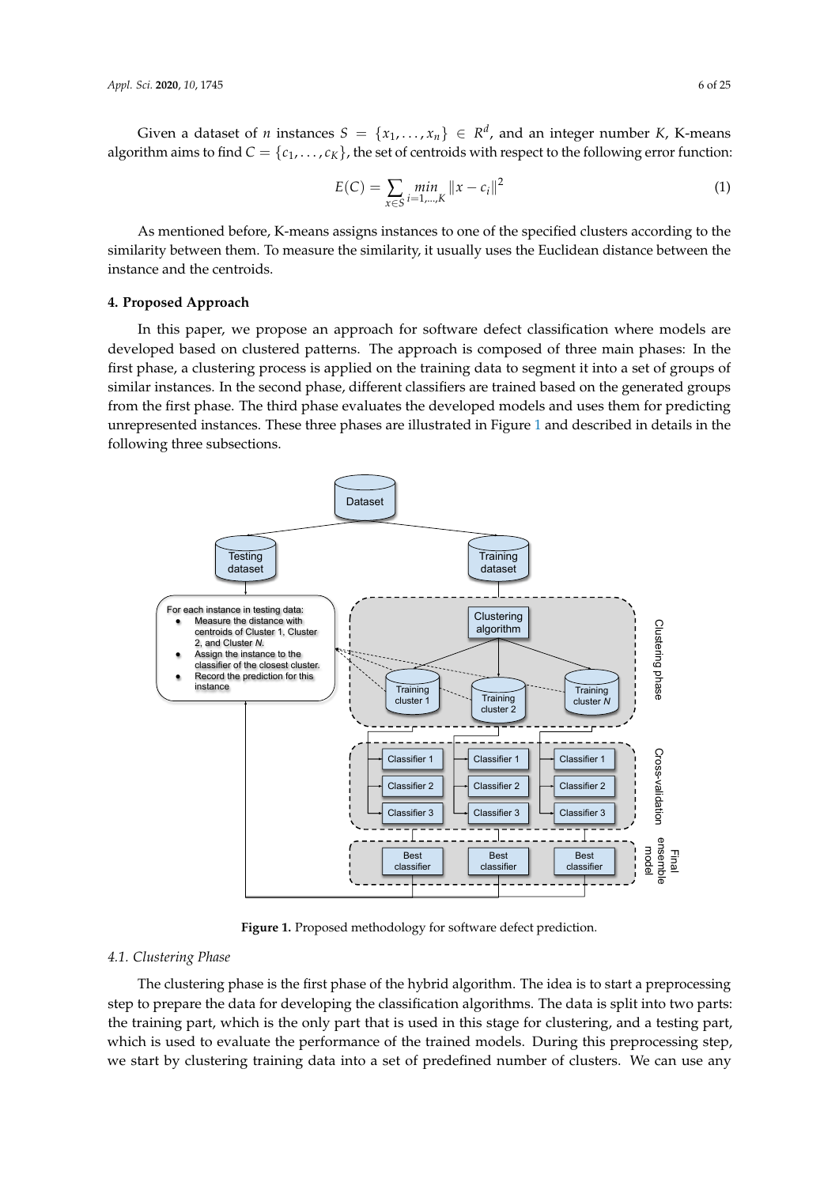Given a dataset of $n$ instances $S = \{x_1, \ldots, x_n\} \in R^d$, and an integer number $K$, K-means algorithm aims to find $C = \{c_1, \ldots, c_K\}$, the set of centroids with respect to the following error function:

$$E(C) = \sum_{x \in S} \min_{i=1,\ldots,K} \|x - c_i\|^2 \quad (1)$$

As mentioned before, K-means assigns instances to one of the specified clusters according to the similarity between them. To measure the similarity, it usually uses the Euclidean distance between the instance and the centroids.

## 4. Proposed Approach

In this paper, we propose an approach for software defect classification where models are developed based on clustered patterns. The approach is composed of three main phases: In the first phase, a clustering process is applied on the training data to segment it into a set of groups of similar instances. In the second phase, different classifiers are trained based on the generated groups from the first phase. The third phase evaluates the developed models and uses them for predicting unrepresented instances. These three phases are illustrated in Figure 1 and described in details in the following three subsections.

**Figure 1.** Proposed methodology for software defect prediction.

### 4.1. Clustering Phase

The clustering phase is the first phase of the hybrid algorithm. The idea is to start a preprocessing step to prepare the data for developing the classification algorithms. The data is split into two parts: the training part, which is the only part that is used in this stage for clustering, and a testing part, which is used to evaluate the performance of the trained models. During this preprocessing step, we start by clustering training data into a set of predefined number of clusters. We can use any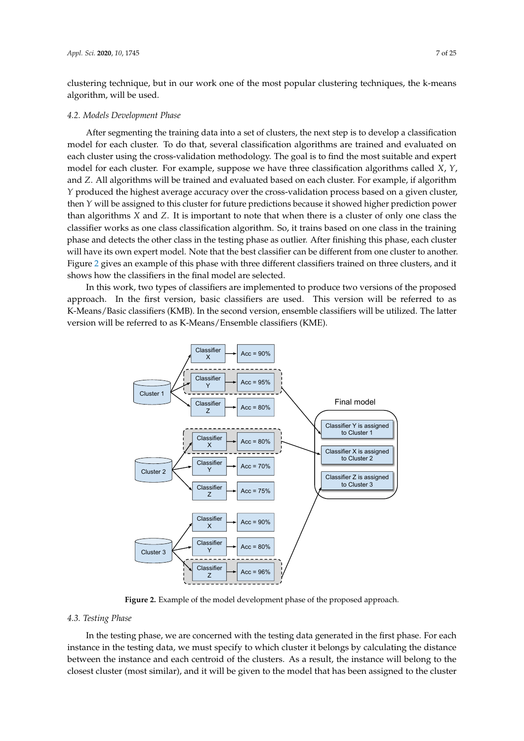clustering technique, but in our work one of the most popular clustering techniques, the k-means algorithm, will be used.

### 4.2. Models Development Phase

After segmenting the training data into a set of clusters, the next step is to develop a classification model for each cluster. To do that, several classification algorithms are trained and evaluated on each cluster using the cross-validation methodology. The goal is to find the most suitable and expert model for each cluster. For example, suppose we have three classification algorithms called $X$, $Y$, and $Z$. All algorithms will be trained and evaluated based on each cluster. For example, if algorithm $Y$ produced the highest average accuracy over the cross-validation process based on a given cluster, then $Y$ will be assigned to this cluster for future predictions because it showed higher prediction power than algorithms $X$ and $Z$. It is important to note that when there is a cluster of only one class the classifier works as one class classification algorithm. So, it trains based on one class in the training phase and detects the other class in the testing phase as outlier. After finishing this phase, each cluster will have its own expert model. Note that the best classifier can be different from one cluster to another. Figure 2 gives an example of this phase with three different classifiers trained on three clusters, and it shows how the classifiers in the final model are selected.

In this work, two types of classifiers are implemented to produce two versions of the proposed approach. In the first version, basic classifiers are used. This version will be referred to as K-Means/Basic classifiers (KMB). In the second version, ensemble classifiers will be utilized. The latter version will be referred to as K-Means/Ensemble classifiers (KME).

**Figure 2.** Example of the model development phase of the proposed approach.

### 4.3. Testing Phase

In the testing phase, we are concerned with the testing data generated in the first phase. For each instance in the testing data, we must specify to which cluster it belongs by calculating the distance between the instance and each centroid of the clusters. As a result, the instance will belong to the closest cluster (most similar), and it will be given to the model that has been assigned to the cluster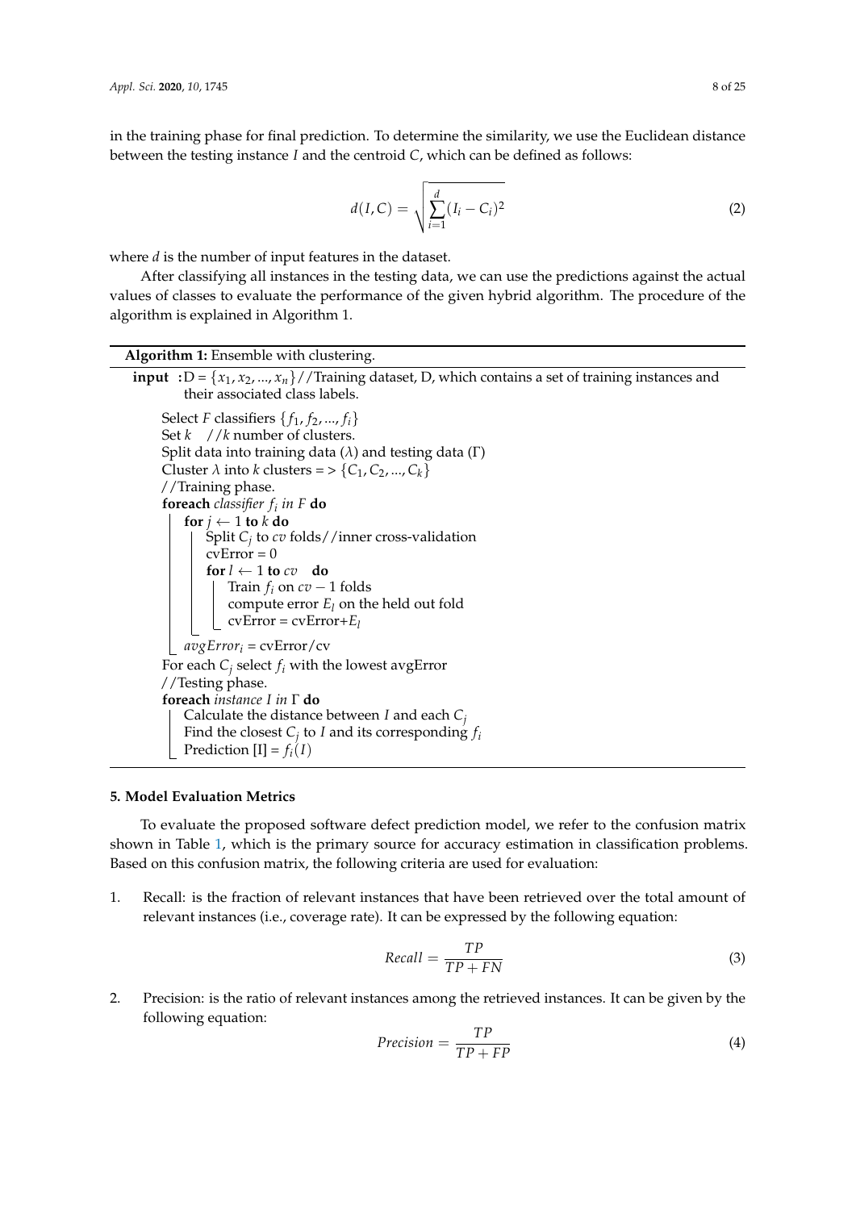in the training phase for final prediction. To determine the similarity, we use the Euclidean distance between the testing instance $I$ and the centroid $C$, which can be defined as follows:

$$d(I, C) = \sqrt{\sum_{i=1}^{d} (I_i - C_i)^2} \tag{2}$$

where $d$ is the number of input features in the dataset.

After classifying all instances in the testing data, we can use the predictions against the actual values of classes to evaluate the performance of the given hybrid algorithm. The procedure of the algorithm is explained in Algorithm 1.

**Algorithm 1:** Ensemble with clustering.

```
input :D = {x_1, x_2, ..., x_n}//Training dataset, D, which contains a set of training instances and
        their associated class labels.
  Select F classifiers {f_1, f_2, ..., f_i}
  Set k   //k number of clusters.
  Split data into training data (λ) and testing data (Γ)
  Cluster λ into k clusters = > {C_1, C_2, ..., C_k}
  //Training phase.
  foreach classifier f_i in F do
      for j ← 1 to k do
          Split C_j to cv folds//inner cross-validation
          cvError = 0
          for l ← 1 to cv   do
              Train f_i on cv − 1 folds
              compute error E_l on the held out fold
              cvError = cvError+E_l
      avgError_i = cvError/cv
  For each C_j select f_i with the lowest avgError
  //Testing phase.
  foreach instance I in Γ do
      Calculate the distance between I and each C_j
      Find the closest C_j to I and its corresponding f_i
      Prediction [I] = f_i(I)
```

### 5. Model Evaluation Metrics

To evaluate the proposed software defect prediction model, we refer to the confusion matrix shown in Table 1, which is the primary source for accuracy estimation in classification problems. Based on this confusion matrix, the following criteria are used for evaluation:

1. Recall: is the fraction of relevant instances that have been retrieved over the total amount of relevant instances (i.e., coverage rate). It can be expressed by the following equation:

$$Recall = \frac{TP}{TP + FN} \tag{3}$$

2. Precision: is the ratio of relevant instances among the retrieved instances. It can be given by the following equation:

$$Precision = \frac{TP}{TP + FP} \tag{4}$$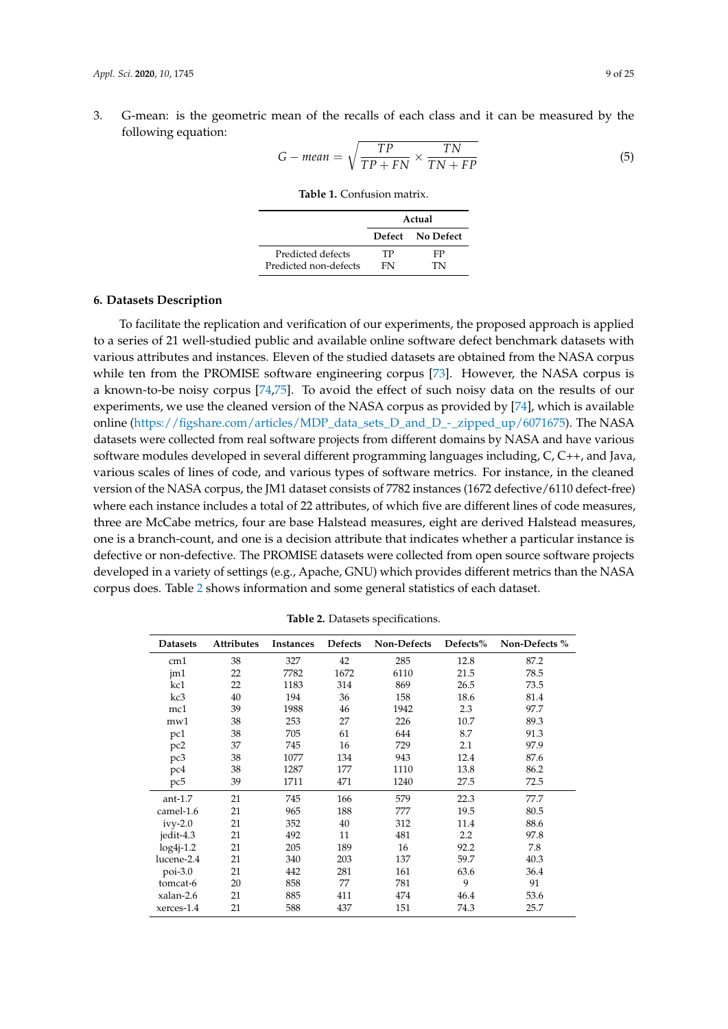3. G-mean: is the geometric mean of the recalls of each class and it can be measured by the following equation:

$$G - mean = \sqrt{\frac{TP}{TP + FN} \times \frac{TN}{TN + FP}} \tag{5}$$

**Table 1.** Confusion matrix.

| | Actual | |
|---|---|---|
| | **Defect** | **No Defect** |
| Predicted defects | TP | FP |
| Predicted non-defects | FN | TN |

## 6. Datasets Description

To facilitate the replication and verification of our experiments, the proposed approach is applied to a series of 21 well-studied public and available online software defect benchmark datasets with various attributes and instances. Eleven of the studied datasets are obtained from the NASA corpus while ten from the PROMISE software engineering corpus [73]. However, the NASA corpus is a known-to-be noisy corpus [74,75]. To avoid the effect of such noisy data on the results of our experiments, we use the cleaned version of the NASA corpus as provided by [74], which is available online (https://figshare.com/articles/MDP_data_sets_D_and_D_-_zipped_up/6071675). The NASA datasets were collected from real software projects from different domains by NASA and have various software modules developed in several different programming languages including, C, C++, and Java, various scales of lines of code, and various types of software metrics. For instance, in the cleaned version of the NASA corpus, the JM1 dataset consists of 7782 instances (1672 defective/6110 defect-free) where each instance includes a total of 22 attributes, of which five are different lines of code measures, three are McCabe metrics, four are base Halstead measures, eight are derived Halstead measures, one is a branch-count, and one is a decision attribute that indicates whether a particular instance is defective or non-defective. The PROMISE datasets were collected from open source software projects developed in a variety of settings (e.g., Apache, GNU) which provides different metrics than the NASA corpus does. Table 2 shows information and some general statistics of each dataset.

**Table 2.** Datasets specifications.

| Datasets | Attributes | Instances | Defects | Non-Defects | Defects% | Non-Defects % |
|---|---|---|---|---|---|---|
| cm1 | 38 | 327 | 42 | 285 | 12.8 | 87.2 |
| jm1 | 22 | 7782 | 1672 | 6110 | 21.5 | 78.5 |
| kc1 | 22 | 1183 | 314 | 869 | 26.5 | 73.5 |
| kc3 | 40 | 194 | 36 | 158 | 18.6 | 81.4 |
| mc1 | 39 | 1988 | 46 | 1942 | 2.3 | 97.7 |
| mw1 | 38 | 253 | 27 | 226 | 10.7 | 89.3 |
| pc1 | 38 | 705 | 61 | 644 | 8.7 | 91.3 |
| pc2 | 37 | 745 | 16 | 729 | 2.1 | 97.9 |
| pc3 | 38 | 1077 | 134 | 943 | 12.4 | 87.6 |
| pc4 | 38 | 1287 | 177 | 1110 | 13.8 | 86.2 |
| pc5 | 39 | 1711 | 471 | 1240 | 27.5 | 72.5 |
| ant-1.7 | 21 | 745 | 166 | 579 | 22.3 | 77.7 |
| camel-1.6 | 21 | 965 | 188 | 777 | 19.5 | 80.5 |
| ivy-2.0 | 21 | 352 | 40 | 312 | 11.4 | 88.6 |
| jedit-4.3 | 21 | 492 | 11 | 481 | 2.2 | 97.8 |
| log4j-1.2 | 21 | 205 | 189 | 16 | 92.2 | 7.8 |
| lucene-2.4 | 21 | 340 | 203 | 137 | 59.7 | 40.3 |
| poi-3.0 | 21 | 442 | 281 | 161 | 63.6 | 36.4 |
| tomcat-6 | 20 | 858 | 77 | 781 | 9 | 91 |
| xalan-2.6 | 21 | 885 | 411 | 474 | 46.4 | 53.6 |
| xerces-1.4 | 21 | 588 | 437 | 151 | 74.3 | 25.7 |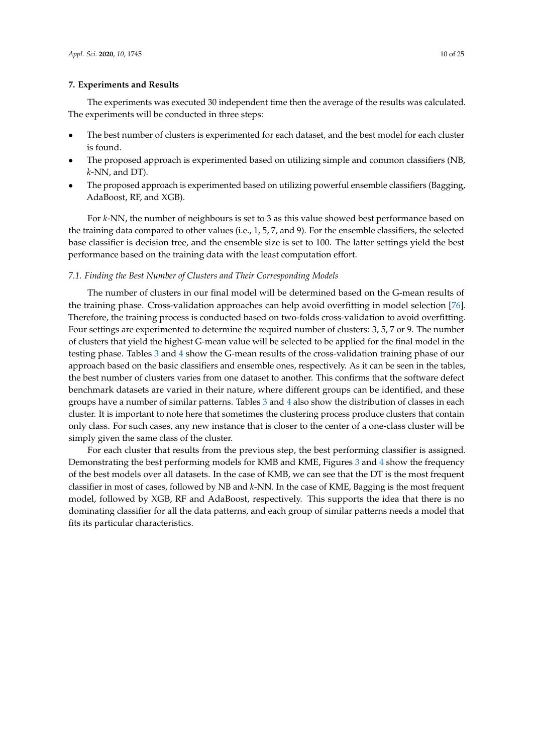## 7. Experiments and Results

The experiments was executed 30 independent time then the average of the results was calculated. The experiments will be conducted in three steps:

- The best number of clusters is experimented for each dataset, and the best model for each cluster is found.
- The proposed approach is experimented based on utilizing simple and common classifiers (NB, *k*-NN, and DT).
- The proposed approach is experimented based on utilizing powerful ensemble classifiers (Bagging, AdaBoost, RF, and XGB).

For *k*-NN, the number of neighbours is set to 3 as this value showed best performance based on the training data compared to other values (i.e., 1, 5, 7, and 9). For the ensemble classifiers, the selected base classifier is decision tree, and the ensemble size is set to 100. The latter settings yield the best performance based on the training data with the least computation effort.

### *7.1. Finding the Best Number of Clusters and Their Corresponding Models*

The number of clusters in our final model will be determined based on the G-mean results of the training phase. Cross-validation approaches can help avoid overfitting in model selection [76]. Therefore, the training process is conducted based on two-folds cross-validation to avoid overfitting. Four settings are experimented to determine the required number of clusters: 3, 5, 7 or 9. The number of clusters that yield the highest G-mean value will be selected to be applied for the final model in the testing phase. Tables 3 and 4 show the G-mean results of the cross-validation training phase of our approach based on the basic classifiers and ensemble ones, respectively. As it can be seen in the tables, the best number of clusters varies from one dataset to another. This confirms that the software defect benchmark datasets are varied in their nature, where different groups can be identified, and these groups have a number of similar patterns. Tables 3 and 4 also show the distribution of classes in each cluster. It is important to note here that sometimes the clustering process produce clusters that contain only class. For such cases, any new instance that is closer to the center of a one-class cluster will be simply given the same class of the cluster.

For each cluster that results from the previous step, the best performing classifier is assigned. Demonstrating the best performing models for KMB and KME, Figures 3 and 4 show the frequency of the best models over all datasets. In the case of KMB, we can see that the DT is the most frequent classifier in most of cases, followed by NB and *k*-NN. In the case of KME, Bagging is the most frequent model, followed by XGB, RF and AdaBoost, respectively. This supports the idea that there is no dominating classifier for all the data patterns, and each group of similar patterns needs a model that fits its particular characteristics.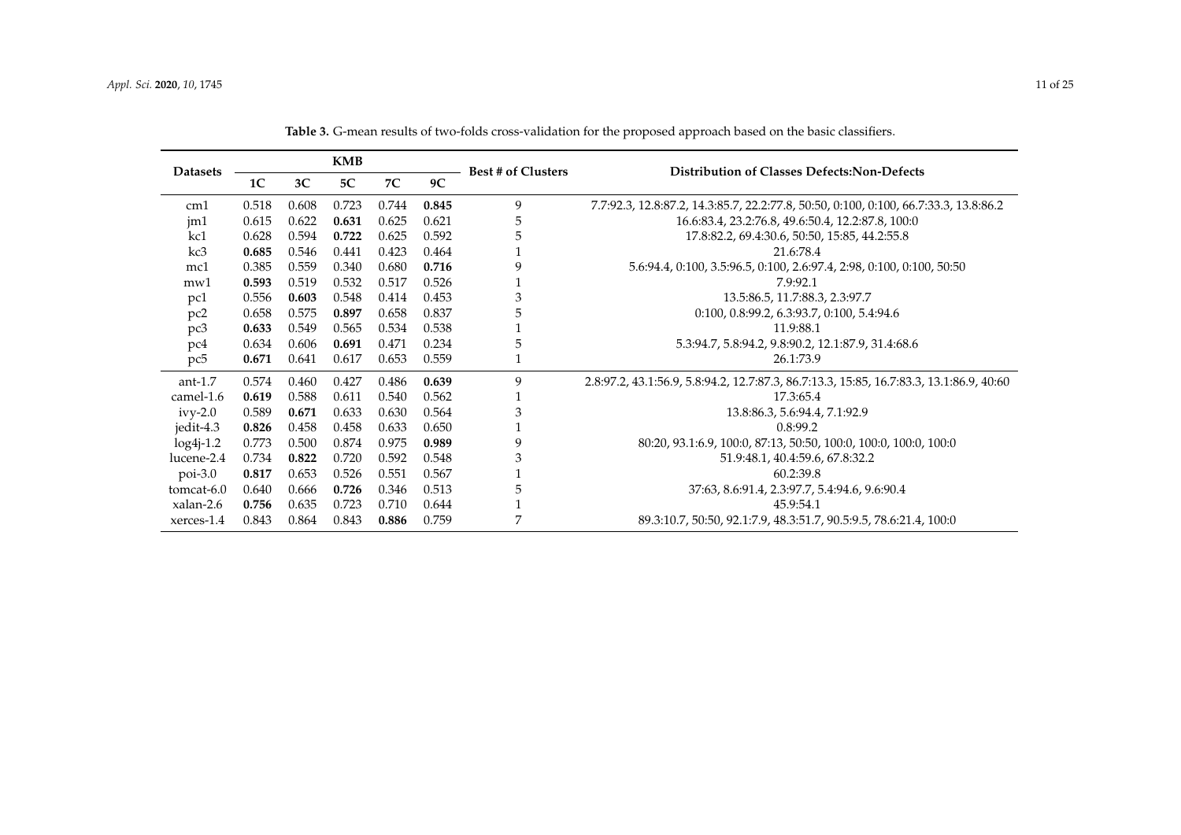**Table 3.** G-mean results of two-folds cross-validation for the proposed approach based on the basic classifiers.

| Datasets | KMB | | | | | Best # of Clusters | Distribution of Classes Defects:Non-Defects |
|---|---|---|---|---|---|---|---|
| | 1C | 3C | 5C | 7C | 9C | | |
| cm1 | 0.518 | 0.608 | 0.723 | 0.744 | **0.845** | 9 | 7.7:92.3, 12.8:87.2, 14.3:85.7, 22.2:77.8, 50:50, 0:100, 0:100, 66.7:33.3, 13.8:86.2 |
| jm1 | 0.615 | 0.622 | **0.631** | 0.625 | 0.621 | 5 | 16.6:83.4, 23.2:76.8, 49.6:50.4, 12.2:87.8, 100:0 |
| kc1 | 0.628 | 0.594 | **0.722** | 0.625 | 0.592 | 5 | 17.8:82.2, 69.4:30.6, 50:50, 15:85, 44.2:55.8 |
| kc3 | **0.685** | 0.546 | 0.441 | 0.423 | 0.464 | 1 | 21.6:78.4 |
| mc1 | 0.385 | 0.559 | 0.340 | 0.680 | **0.716** | 9 | 5.6:94.4, 0:100, 3.5:96.5, 0:100, 2.6:97.4, 2:98, 0:100, 0:100, 50:50 |
| mw1 | **0.593** | 0.519 | 0.532 | 0.517 | 0.526 | 1 | 7.9:92.1 |
| pc1 | 0.556 | **0.603** | 0.548 | 0.414 | 0.453 | 3 | 13.5:86.5, 11.7:88.3, 2.3:97.7 |
| pc2 | 0.658 | 0.575 | **0.897** | 0.658 | 0.837 | 5 | 0:100, 0.8:99.2, 6.3:93.7, 0:100, 5.4:94.6 |
| pc3 | **0.633** | 0.549 | 0.565 | 0.534 | 0.538 | 1 | 11.9:88.1 |
| pc4 | 0.634 | 0.606 | **0.691** | 0.471 | 0.234 | 5 | 5.3:94.7, 5.8:94.2, 9.8:90.2, 12.1:87.9, 31.4:68.6 |
| pc5 | **0.671** | 0.641 | 0.617 | 0.653 | 0.559 | 1 | 26.1:73.9 |
| ant-1.7 | 0.574 | 0.460 | 0.427 | 0.486 | **0.639** | 9 | 2.8:97.2, 43.1:56.9, 5.8:94.2, 12.7:87.3, 86.7:13.3, 15:85, 16.7:83.3, 13.1:86.9, 40:60 |
| camel-1.6 | **0.619** | 0.588 | 0.611 | 0.540 | 0.562 | 1 | 17.3:65.4 |
| ivy-2.0 | 0.589 | **0.671** | 0.633 | 0.630 | 0.564 | 3 | 13.8:86.3, 5.6:94.4, 7.1:92.9 |
| jedit-4.3 | **0.826** | 0.458 | 0.458 | 0.633 | 0.650 | 1 | 0.8:99.2 |
| log4j-1.2 | 0.773 | 0.500 | 0.874 | 0.975 | **0.989** | 9 | 80:20, 93.1:6.9, 100:0, 87:13, 50:50, 100:0, 100:0, 100:0, 100:0 |
| lucene-2.4 | 0.734 | **0.822** | 0.720 | 0.592 | 0.548 | 3 | 51.9:48.1, 40.4:59.6, 67.8:32.2 |
| poi-3.0 | **0.817** | 0.653 | 0.526 | 0.551 | 0.567 | 1 | 60.2:39.8 |
| tomcat-6.0 | 0.640 | 0.666 | **0.726** | 0.346 | 0.513 | 5 | 37:63, 8.6:91.4, 2.3:97.7, 5.4:94.6, 9.6:90.4 |
| xalan-2.6 | **0.756** | 0.635 | 0.723 | 0.710 | 0.644 | 1 | 45.9:54.1 |
| xerces-1.4 | 0.843 | 0.864 | 0.843 | **0.886** | 0.759 | 7 | 89.3:10.7, 50:50, 92.1:7.9, 48.3:51.7, 90.5:9.5, 78.6:21.4, 100:0 |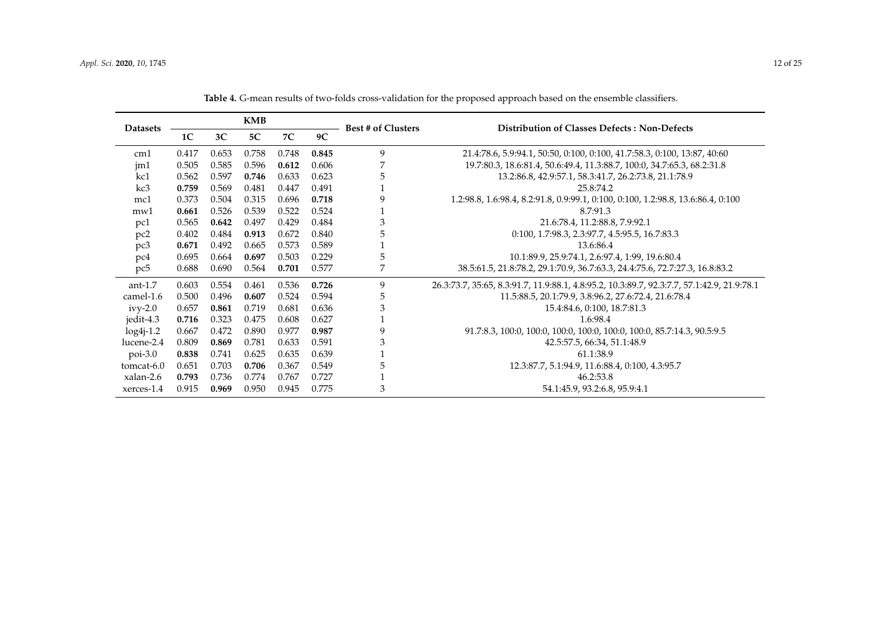**Table 4.** G-mean results of two-folds cross-validation for the proposed approach based on the ensemble classifiers.

| Datasets | KMB | | | | | Best # of Clusters | Distribution of Classes Defects : Non-Defects |
|---|---|---|---|---|---|---|---|
| | 1C | 3C | 5C | 7C | 9C | | |
| cm1 | 0.417 | 0.653 | 0.758 | 0.748 | **0.845** | 9 | 21.4:78.6, 5.9:94.1, 50:50, 0:100, 0:100, 41.7:58.3, 0:100, 13:87, 40:60 |
| jm1 | 0.505 | 0.585 | 0.596 | **0.612** | 0.606 | 7 | 19.7:80.3, 18.6:81.4, 50.6:49.4, 11.3:88.7, 100:0, 34.7:65.3, 68.2:31.8 |
| kc1 | 0.562 | 0.597 | **0.746** | 0.633 | 0.623 | 5 | 13.2:86.8, 42.9:57.1, 58.3:41.7, 26.2:73.8, 21.1:78.9 |
| kc3 | **0.759** | 0.569 | 0.481 | 0.447 | 0.491 | 1 | 25.8:74.2 |
| mc1 | 0.373 | 0.504 | 0.315 | 0.696 | **0.718** | 9 | 1.2:98.8, 1.6:98.4, 8.2:91.8, 0.9:99.1, 0:100, 0:100, 1.2:98.8, 13.6:86.4, 0:100 |
| mw1 | **0.661** | 0.526 | 0.539 | 0.522 | 0.524 | 1 | 8.7:91.3 |
| pc1 | 0.565 | **0.642** | 0.497 | 0.429 | 0.484 | 3 | 21.6:78.4, 11.2:88.8, 7.9:92.1 |
| pc2 | 0.402 | 0.484 | **0.913** | 0.672 | 0.840 | 5 | 0:100, 1.7:98.3, 2.3:97.7, 4.5:95.5, 16.7:83.3 |
| pc3 | **0.671** | 0.492 | 0.665 | 0.573 | 0.589 | 1 | 13.6:86.4 |
| pc4 | 0.695 | 0.664 | **0.697** | 0.503 | 0.229 | 5 | 10.1:89.9, 25.9:74.1, 2.6:97.4, 1:99, 19.6:80.4 |
| pc5 | 0.688 | 0.690 | 0.564 | **0.701** | 0.577 | 7 | 38.5:61.5, 21.8:78.2, 29.1:70.9, 36.7:63.3, 24.4:75.6, 72.7:27.3, 16.8:83.2 |
| ant-1.7 | 0.603 | 0.554 | 0.461 | 0.536 | **0.726** | 9 | 26.3:73.7, 35:65, 8.3:91.7, 11.9:88.1, 4.8:95.2, 10.3:89.7, 92.3:7.7, 57.1:42.9, 21.9:78.1 |
| camel-1.6 | 0.500 | 0.496 | **0.607** | 0.524 | 0.594 | 5 | 11.5:88.5, 20.1:79.9, 3.8:96.2, 27.6:72.4, 21.6:78.4 |
| ivy-2.0 | 0.657 | **0.861** | 0.719 | 0.681 | 0.636 | 3 | 15.4:84.6, 0:100, 18.7:81.3 |
| jedit-4.3 | **0.716** | 0.323 | 0.475 | 0.608 | 0.627 | 1 | 1.6:98.4 |
| log4j-1.2 | 0.667 | 0.472 | 0.890 | 0.977 | **0.987** | 9 | 91.7:8.3, 100:0, 100:0, 100:0, 100:0, 100:0, 100:0, 85.7:14.3, 90.5:9.5 |
| lucene-2.4 | 0.809 | **0.869** | 0.781 | 0.633 | 0.591 | 3 | 42.5:57.5, 66:34, 51.1:48.9 |
| poi-3.0 | **0.838** | 0.741 | 0.625 | 0.635 | 0.639 | 1 | 61.1:38.9 |
| tomcat-6.0 | 0.651 | 0.703 | **0.706** | 0.367 | 0.549 | 5 | 12.3:87.7, 5.1:94.9, 11.6:88.4, 0:100, 4.3:95.7 |
| xalan-2.6 | **0.793** | 0.736 | 0.774 | 0.767 | 0.727 | 1 | 46.2:53.8 |
| xerces-1.4 | 0.915 | **0.969** | 0.950 | 0.945 | 0.775 | 3 | 54.1:45.9, 93.2:6.8, 95.9:4.1 |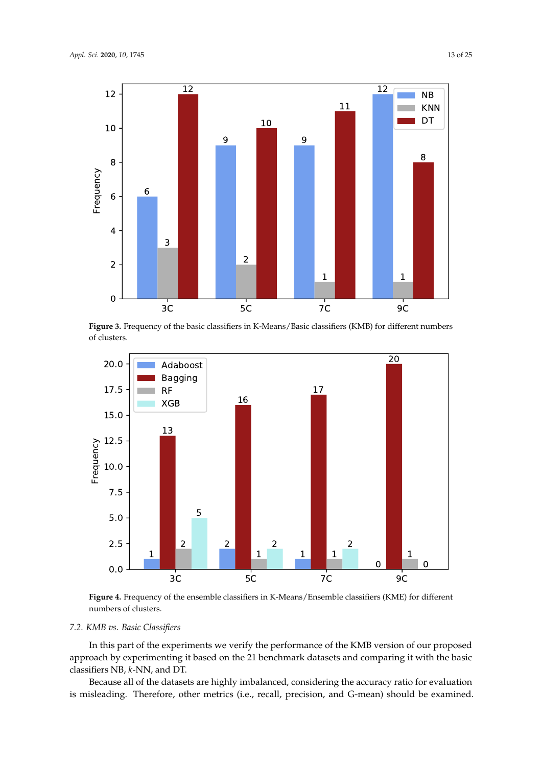**Figure 3.** Frequency of the basic classifiers in K-Means/Basic classifiers (KMB) for different numbers of clusters.

**Figure 4.** Frequency of the ensemble classifiers in K-Means/Ensemble classifiers (KME) for different numbers of clusters.

### 7.2. KMB vs. Basic Classifiers

In this part of the experiments we verify the performance of the KMB version of our proposed approach by experimenting it based on the 21 benchmark datasets and comparing it with the basic classifiers NB, *k*-NN, and DT.

Because all of the datasets are highly imbalanced, considering the accuracy ratio for evaluation is misleading. Therefore, other metrics (i.e., recall, precision, and G-mean) should be examined.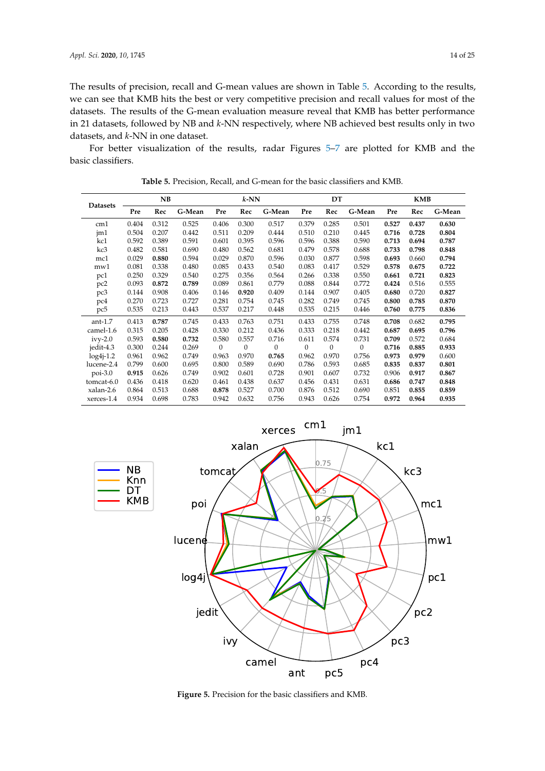The results of precision, recall and G-mean values are shown in Table 5. According to the results, we can see that KMB hits the best or very competitive precision and recall values for most of the datasets. The results of the G-mean evaluation measure reveal that KMB has better performance in 21 datasets, followed by NB and *k*-NN respectively, where NB achieved best results only in two datasets, and *k*-NN in one dataset.

For better visualization of the results, radar Figures 5–7 are plotted for KMB and the basic classifiers.

**Table 5.** Precision, Recall, and G-mean for the basic classifiers and KMB.

| Datasets | NB | | | *k*-NN | | | DT | | | KMB | | |
|---|---|---|---|---|---|---|---|---|---|---|---|---|
| | Pre | Rec | G-Mean | Pre | Rec | G-Mean | Pre | Rec | G-Mean | Pre | Rec | G-Mean |
| cm1 | 0.404 | 0.312 | 0.525 | 0.406 | 0.300 | 0.517 | 0.379 | 0.285 | 0.501 | **0.527** | **0.437** | **0.630** |
| jm1 | 0.504 | 0.207 | 0.442 | 0.511 | 0.209 | 0.444 | 0.510 | 0.210 | 0.445 | **0.716** | **0.728** | **0.804** |
| kc1 | 0.592 | 0.389 | 0.591 | 0.601 | 0.395 | 0.596 | 0.596 | 0.388 | 0.590 | **0.713** | **0.694** | **0.787** |
| kc3 | 0.482 | 0.581 | 0.690 | 0.480 | 0.562 | 0.681 | 0.479 | 0.578 | 0.688 | **0.733** | **0.798** | **0.848** |
| mc1 | 0.029 | **0.880** | 0.594 | 0.029 | 0.870 | 0.596 | 0.030 | 0.877 | 0.598 | **0.693** | 0.660 | **0.794** |
| mw1 | 0.081 | 0.338 | 0.480 | 0.085 | 0.433 | 0.540 | 0.083 | 0.417 | 0.529 | **0.578** | **0.675** | **0.722** |
| pc1 | 0.250 | 0.329 | 0.540 | 0.275 | 0.356 | 0.564 | 0.266 | 0.338 | 0.550 | **0.661** | **0.721** | **0.823** |
| pc2 | 0.093 | **0.872** | **0.789** | 0.089 | 0.861 | 0.779 | 0.088 | 0.844 | 0.772 | **0.424** | 0.516 | 0.555 |
| pc3 | 0.144 | 0.908 | 0.406 | 0.146 | **0.920** | 0.409 | 0.144 | 0.907 | 0.405 | **0.680** | 0.720 | **0.827** |
| pc4 | 0.270 | 0.723 | 0.727 | 0.281 | 0.754 | 0.745 | 0.282 | 0.749 | 0.745 | **0.800** | **0.785** | **0.870** |
| pc5 | 0.535 | 0.213 | 0.443 | 0.537 | 0.217 | 0.448 | 0.535 | 0.215 | 0.446 | **0.760** | **0.775** | **0.836** |
| ant-1.7 | 0.413 | **0.787** | 0.745 | 0.433 | 0.763 | 0.751 | 0.433 | 0.755 | 0.748 | **0.708** | 0.682 | **0.795** |
| camel-1.6 | 0.315 | 0.205 | 0.428 | 0.330 | 0.212 | 0.436 | 0.333 | 0.218 | 0.442 | **0.687** | **0.695** | **0.796** |
| ivy-2.0 | 0.593 | **0.580** | **0.732** | 0.580 | 0.557 | 0.716 | 0.611 | 0.574 | 0.731 | **0.709** | 0.572 | 0.684 |
| jedit-4.3 | 0.300 | 0.244 | 0.269 | 0 | 0 | 0 | 0 | 0 | 0 | **0.716** | **0.885** | **0.933** |
| log4j-1.2 | 0.961 | 0.962 | 0.749 | 0.963 | 0.970 | **0.765** | 0.962 | 0.970 | 0.756 | **0.973** | **0.979** | 0.600 |
| lucene-2.4 | 0.799 | 0.600 | 0.695 | 0.800 | 0.589 | 0.690 | 0.786 | 0.593 | 0.685 | **0.835** | **0.837** | **0.801** |
| poi-3.0 | **0.915** | 0.626 | 0.749 | 0.902 | 0.601 | 0.728 | 0.901 | 0.607 | 0.732 | 0.906 | **0.917** | **0.867** |
| tomcat-6.0 | 0.436 | 0.418 | 0.620 | 0.461 | 0.438 | 0.637 | 0.456 | 0.431 | 0.631 | **0.686** | **0.747** | **0.848** |
| xalan-2.6 | 0.864 | 0.513 | 0.688 | **0.878** | 0.527 | 0.700 | 0.876 | 0.512 | 0.690 | 0.851 | **0.855** | **0.859** |
| xerces-1.4 | 0.934 | 0.698 | 0.783 | 0.942 | 0.632 | 0.756 | 0.943 | 0.626 | 0.754 | **0.972** | **0.964** | **0.935** |

**Figure 5.** Precision for the basic classifiers and KMB.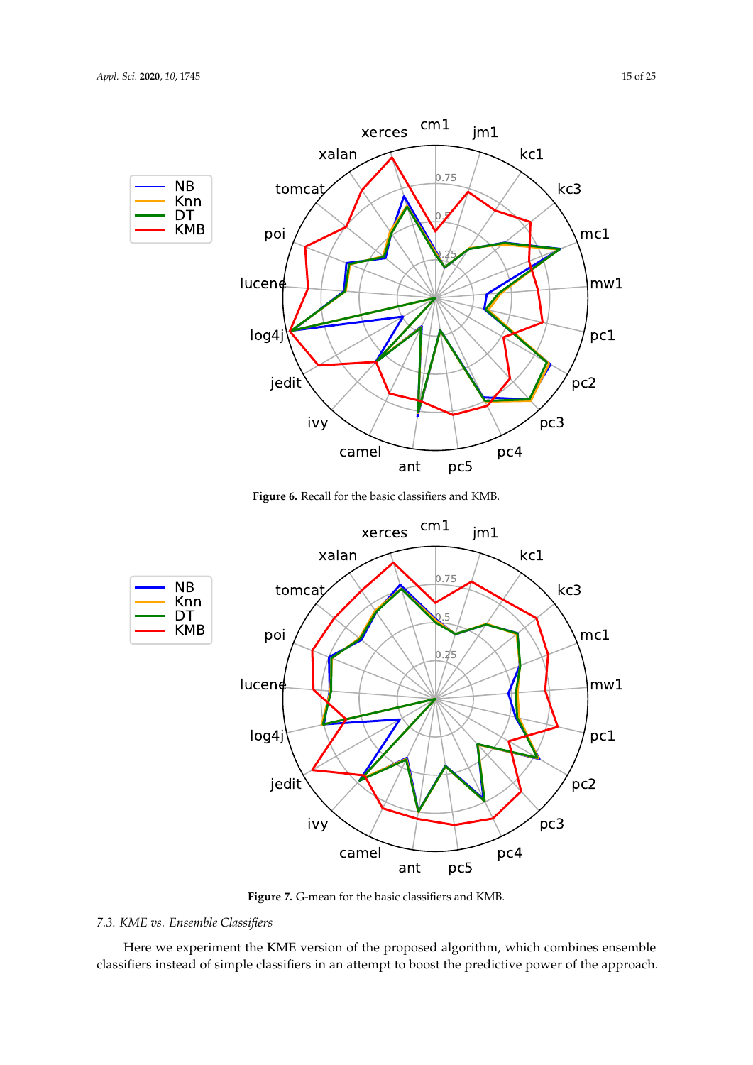Figure 6. Recall for the basic classifiers and KMB.

Figure 7. G-mean for the basic classifiers and KMB.

### 7.3. KME vs. Ensemble Classifiers

Here we experiment the KME version of the proposed algorithm, which combines ensemble classifiers instead of simple classifiers in an attempt to boost the predictive power of the approach.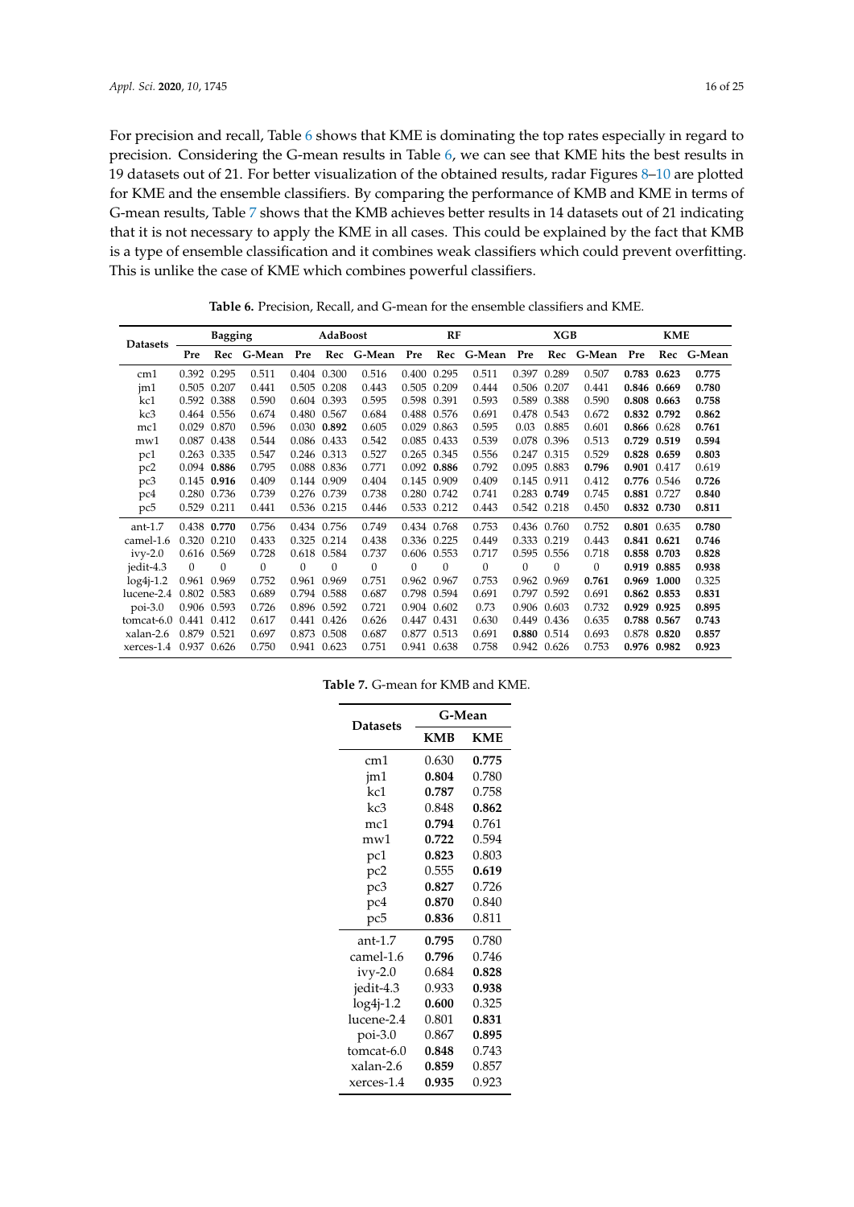For precision and recall, Table 6 shows that KME is dominating the top rates especially in regard to precision. Considering the G-mean results in Table 6, we can see that KME hits the best results in 19 datasets out of 21. For better visualization of the obtained results, radar Figures 8–10 are plotted for KME and the ensemble classifiers. By comparing the performance of KMB and KME in terms of G-mean results, Table 7 shows that the KMB achieves better results in 14 datasets out of 21 indicating that it is not necessary to apply the KME in all cases. This could be explained by the fact that KMB is a type of ensemble classification and it combines weak classifiers which could prevent overfitting. This is unlike the case of KME which combines powerful classifiers.

**Table 6.** Precision, Recall, and G-mean for the ensemble classifiers and KME.

| Datasets | Bagging | | | AdaBoost | | | RF | | | XGB | | | KME | | |
|---|---|---|---|---|---|---|---|---|---|---|---|---|---|---|---|
| | Pre | Rec | G-Mean | Pre | Rec | G-Mean | Pre | Rec | G-Mean | Pre | Rec | G-Mean | Pre | Rec | G-Mean |
| cm1 | 0.392 | 0.295 | 0.511 | 0.404 | 0.300 | 0.516 | 0.400 | 0.295 | 0.511 | 0.397 | 0.289 | 0.507 | **0.783** | **0.623** | **0.775** |
| jm1 | 0.505 | 0.207 | 0.441 | 0.505 | 0.208 | 0.443 | 0.505 | 0.209 | 0.444 | 0.506 | 0.207 | 0.441 | **0.846** | **0.669** | **0.780** |
| kc1 | 0.592 | 0.388 | 0.590 | 0.604 | 0.393 | 0.595 | 0.598 | 0.391 | 0.593 | 0.589 | 0.388 | 0.590 | **0.808** | **0.663** | **0.758** |
| kc3 | 0.464 | 0.556 | 0.674 | 0.480 | 0.567 | 0.684 | 0.488 | 0.576 | 0.691 | 0.478 | 0.543 | 0.672 | **0.832** | **0.792** | **0.862** |
| mc1 | 0.029 | 0.870 | 0.596 | 0.030 | **0.892** | 0.605 | 0.029 | 0.863 | 0.595 | 0.03 | 0.885 | 0.601 | **0.866** | 0.628 | **0.761** |
| mw1 | 0.087 | 0.438 | 0.544 | 0.086 | 0.433 | 0.542 | 0.085 | 0.433 | 0.539 | 0.078 | 0.396 | 0.513 | **0.729** | **0.519** | **0.594** |
| pc1 | 0.263 | 0.335 | 0.547 | 0.246 | 0.313 | 0.527 | 0.265 | 0.345 | 0.556 | 0.247 | 0.315 | 0.529 | **0.828** | **0.659** | **0.803** |
| pc2 | 0.094 | **0.886** | 0.795 | 0.088 | 0.836 | 0.771 | 0.092 | **0.886** | 0.792 | 0.095 | 0.883 | **0.796** | **0.901** | 0.417 | 0.619 |
| pc3 | 0.145 | **0.916** | 0.409 | 0.144 | 0.909 | 0.404 | 0.145 | 0.909 | 0.409 | 0.145 | 0.911 | 0.412 | **0.776** | 0.546 | **0.726** |
| pc4 | 0.280 | 0.736 | 0.739 | 0.276 | 0.739 | 0.738 | 0.280 | 0.742 | 0.741 | 0.283 | **0.749** | 0.745 | **0.881** | 0.727 | **0.840** |
| pc5 | 0.529 | 0.211 | 0.441 | 0.536 | 0.215 | 0.446 | 0.533 | 0.212 | 0.443 | 0.542 | 0.218 | 0.450 | **0.832** | **0.730** | **0.811** |
| ant-1.7 | 0.438 | **0.770** | 0.756 | 0.434 | 0.756 | 0.749 | 0.434 | 0.768 | 0.753 | 0.436 | 0.760 | 0.752 | **0.801** | 0.635 | **0.780** |
| camel-1.6 | 0.320 | 0.210 | 0.433 | 0.325 | 0.214 | 0.438 | 0.336 | 0.225 | 0.449 | 0.333 | 0.219 | 0.443 | **0.841** | **0.621** | **0.746** |
| ivy-2.0 | 0.616 | 0.569 | 0.728 | 0.618 | 0.584 | 0.737 | 0.606 | 0.553 | 0.717 | 0.595 | 0.556 | 0.718 | **0.858** | **0.703** | **0.828** |
| jedit-4.3 | 0 | 0 | 0 | 0 | 0 | 0 | 0 | 0 | 0 | 0 | 0 | 0 | **0.919** | **0.885** | **0.938** |
| log4j-1.2 | 0.961 | 0.969 | 0.752 | 0.961 | 0.969 | 0.751 | 0.962 | 0.967 | 0.753 | 0.962 | 0.969 | **0.761** | **0.969** | **1.000** | 0.325 |
| lucene-2.4 | 0.802 | 0.583 | 0.689 | 0.794 | 0.588 | 0.687 | 0.798 | 0.594 | 0.691 | 0.797 | 0.592 | 0.691 | **0.862** | **0.853** | **0.831** |
| poi-3.0 | 0.906 | 0.593 | 0.726 | 0.896 | 0.592 | 0.721 | 0.904 | 0.602 | 0.73 | 0.906 | 0.603 | 0.732 | **0.929** | **0.925** | **0.895** |
| tomcat-6.0 | 0.441 | 0.412 | 0.617 | 0.441 | 0.426 | 0.626 | 0.447 | 0.431 | 0.630 | 0.449 | 0.436 | 0.635 | **0.788** | **0.567** | **0.743** |
| xalan-2.6 | 0.879 | 0.521 | 0.697 | 0.873 | 0.508 | 0.687 | 0.877 | 0.513 | 0.691 | **0.880** | 0.514 | 0.693 | 0.878 | **0.820** | **0.857** |
| xerces-1.4 | 0.937 | 0.626 | 0.750 | 0.941 | 0.623 | 0.751 | 0.941 | 0.638 | 0.758 | 0.942 | 0.626 | 0.753 | **0.976** | **0.982** | **0.923** |

**Table 7.** G-mean for KMB and KME.

| Datasets | G-Mean | |
|---|---|---|
| | KMB | KME |
| cm1 | 0.630 | **0.775** |
| jm1 | **0.804** | 0.780 |
| kc1 | **0.787** | 0.758 |
| kc3 | 0.848 | **0.862** |
| mc1 | **0.794** | 0.761 |
| mw1 | **0.722** | 0.594 |
| pc1 | **0.823** | 0.803 |
| pc2 | 0.555 | **0.619** |
| pc3 | **0.827** | 0.726 |
| pc4 | **0.870** | 0.840 |
| pc5 | **0.836** | 0.811 |
| ant-1.7 | **0.795** | 0.780 |
| camel-1.6 | **0.796** | 0.746 |
| ivy-2.0 | 0.684 | **0.828** |
| jedit-4.3 | 0.933 | **0.938** |
| log4j-1.2 | **0.600** | 0.325 |
| lucene-2.4 | 0.801 | **0.831** |
| poi-3.0 | 0.867 | **0.895** |
| tomcat-6.0 | **0.848** | 0.743 |
| xalan-2.6 | **0.859** | 0.857 |
| xerces-1.4 | **0.935** | 0.923 |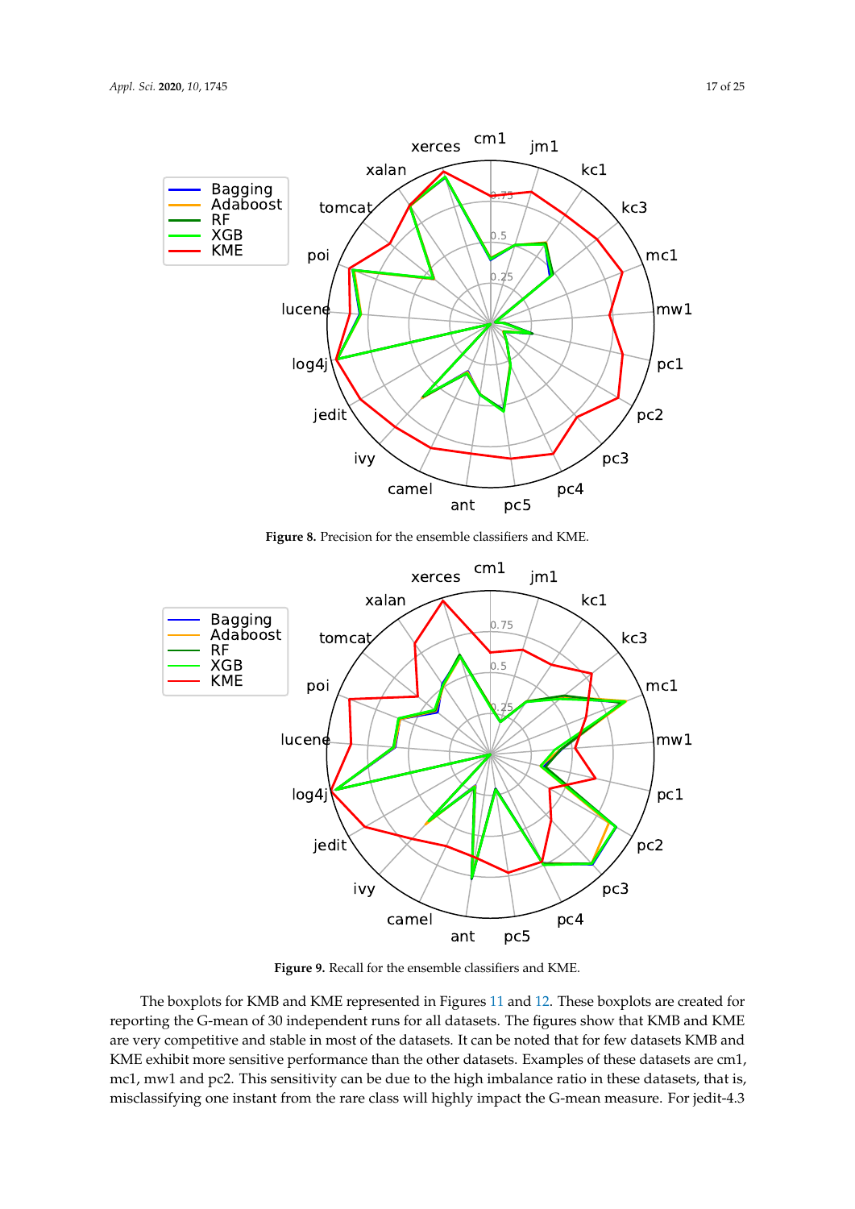Figure 8. Precision for the ensemble classifiers and KME.

Figure 9. Recall for the ensemble classifiers and KME.

The boxplots for KMB and KME represented in Figures 11 and 12. These boxplots are created for reporting the G-mean of 30 independent runs for all datasets. The figures show that KMB and KME are very competitive and stable in most of the datasets. It can be noted that for few datasets KMB and KME exhibit more sensitive performance than the other datasets. Examples of these datasets are cm1, mc1, mw1 and pc2. This sensitivity can be due to the high imbalance ratio in these datasets, that is, misclassifying one instant from the rare class will highly impact the G-mean measure. For jedit-4.3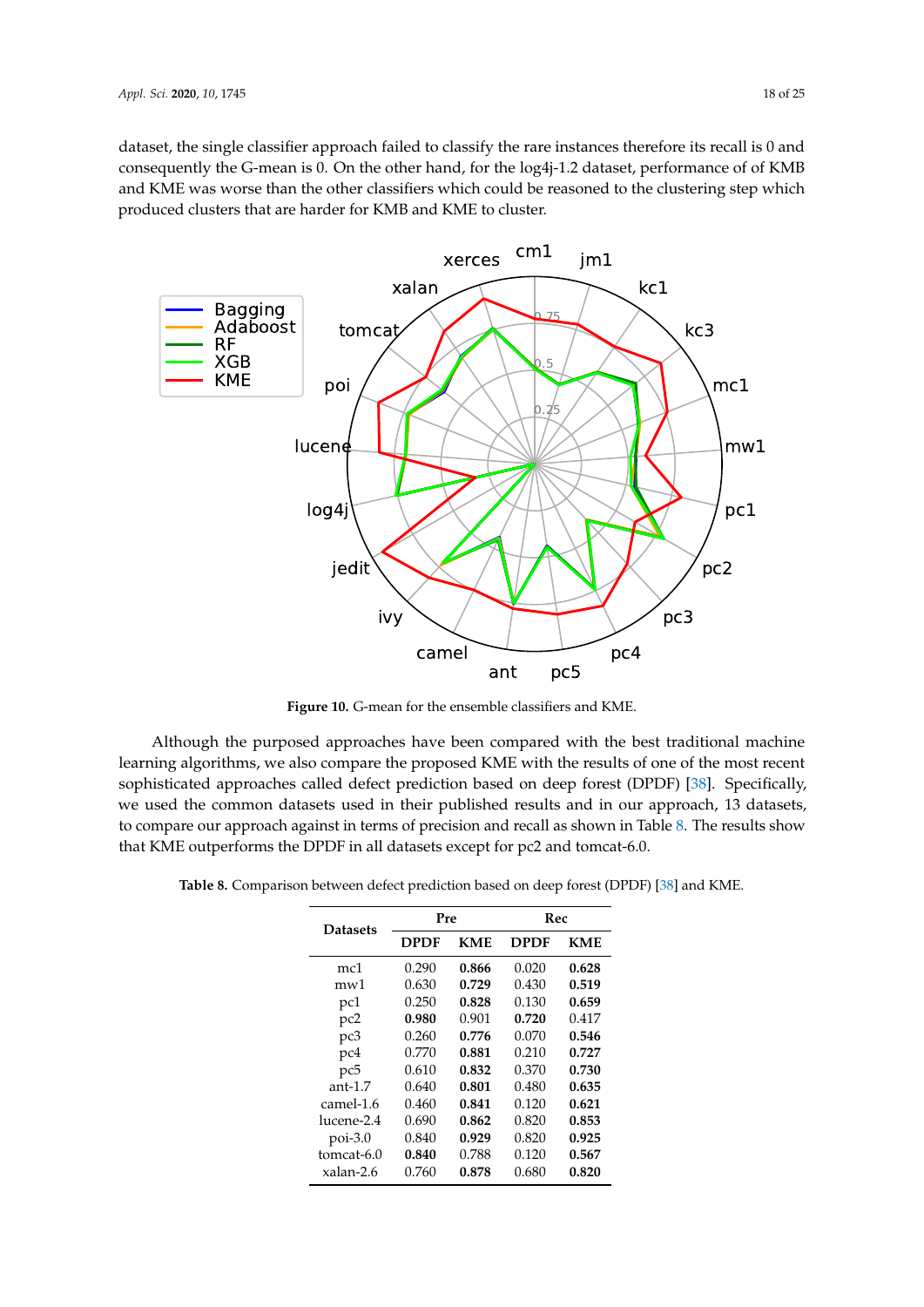dataset, the single classifier approach failed to classify the rare instances therefore its recall is 0 and consequently the G-mean is 0. On the other hand, for the log4j-1.2 dataset, performance of of KMB and KME was worse than the other classifiers which could be reasoned to the clustering step which produced clusters that are harder for KMB and KME to cluster.

**Figure 10.** G-mean for the ensemble classifiers and KME.

Although the purposed approaches have been compared with the best traditional machine learning algorithms, we also compare the proposed KME with the results of one of the most recent sophisticated approaches called defect prediction based on deep forest (DPDF) [38]. Specifically, we used the common datasets used in their published results and in our approach, 13 datasets, to compare our approach against in terms of precision and recall as shown in Table 8. The results show that KME outperforms the DPDF in all datasets except for pc2 and tomcat-6.0.

**Table 8.** Comparison between defect prediction based on deep forest (DPDF) [38] and KME.

| Datasets | Pre | | Rec | |
|---|---|---|---|---|
| | **DPDF** | **KME** | **DPDF** | **KME** |
| mc1 | 0.290 | **0.866** | 0.020 | **0.628** |
| mw1 | 0.630 | **0.729** | 0.430 | **0.519** |
| pc1 | 0.250 | **0.828** | 0.130 | **0.659** |
| pc2 | **0.980** | 0.901 | **0.720** | 0.417 |
| pc3 | 0.260 | **0.776** | 0.070 | **0.546** |
| pc4 | 0.770 | **0.881** | 0.210 | **0.727** |
| pc5 | 0.610 | **0.832** | 0.370 | **0.730** |
| ant-1.7 | 0.640 | **0.801** | 0.480 | **0.635** |
| camel-1.6 | 0.460 | **0.841** | 0.120 | **0.621** |
| lucene-2.4 | 0.690 | **0.862** | 0.820 | **0.853** |
| poi-3.0 | 0.840 | **0.929** | 0.820 | **0.925** |
| tomcat-6.0 | **0.840** | 0.788 | 0.120 | **0.567** |
| xalan-2.6 | 0.760 | **0.878** | 0.680 | **0.820** |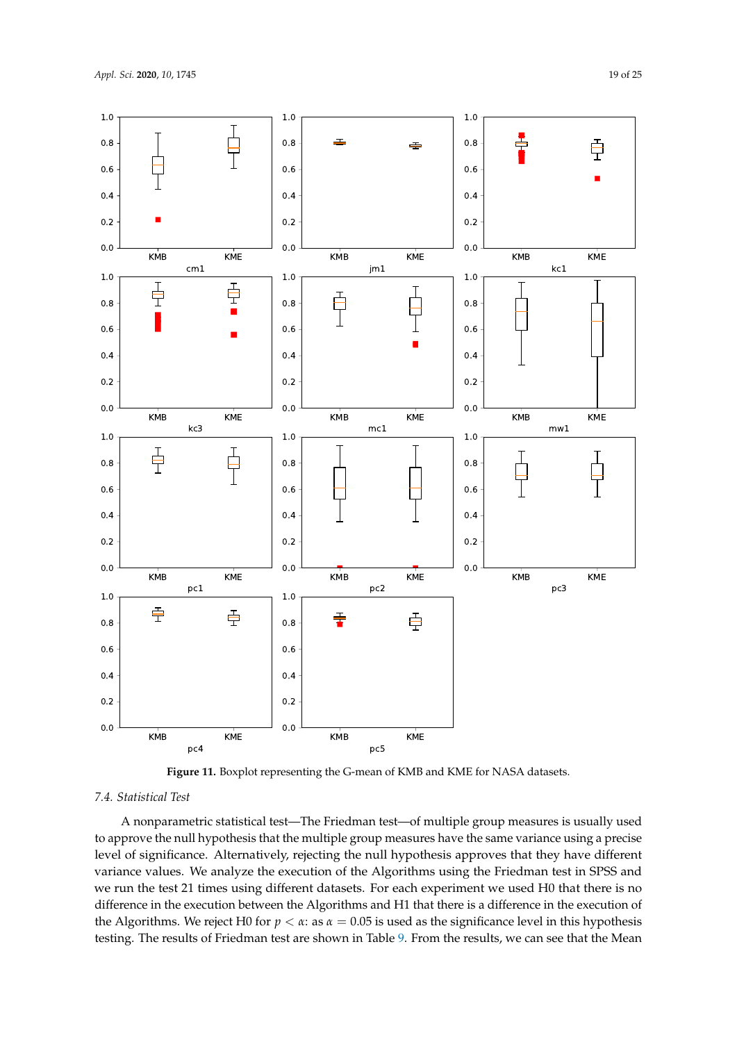**Figure 11.** Boxplot representing the G-mean of KMB and KME for NASA datasets.

### 7.4. Statistical Test

A nonparametric statistical test—The Friedman test—of multiple group measures is usually used to approve the null hypothesis that the multiple group measures have the same variance using a precise level of significance. Alternatively, rejecting the null hypothesis approves that they have different variance values. We analyze the execution of the Algorithms using the Friedman test in SPSS and we run the test 21 times using different datasets. For each experiment we used H0 that there is no difference in the execution between the Algorithms and H1 that there is a difference in the execution of the Algorithms. We reject H0 for $p < \alpha$: as $\alpha = 0.05$ is used as the significance level in this hypothesis testing. The results of Friedman test are shown in Table 9. From the results, we can see that the Mean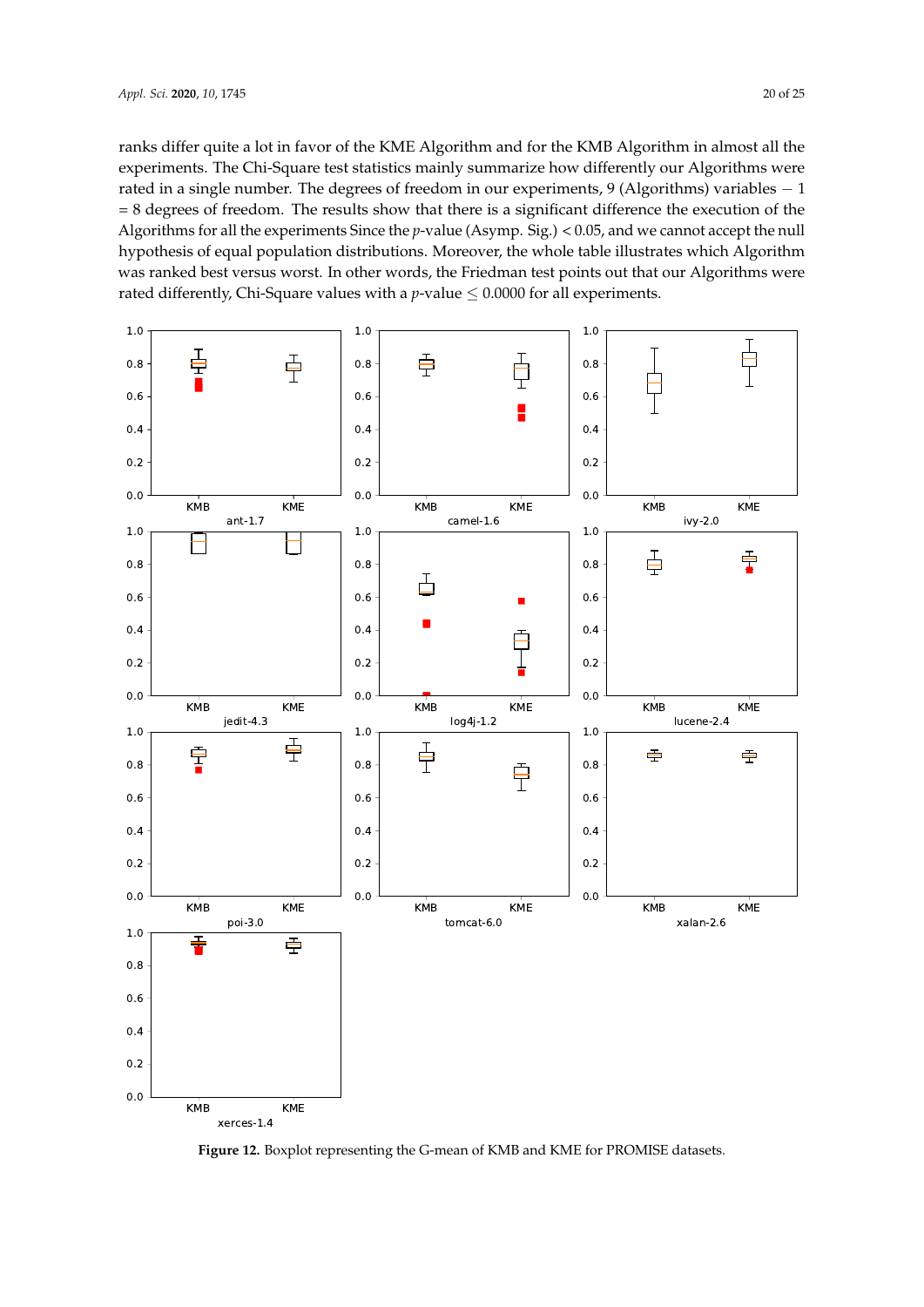ranks differ quite a lot in favor of the KME Algorithm and for the KMB Algorithm in almost all the experiments. The Chi-Square test statistics mainly summarize how differently our Algorithms were rated in a single number. The degrees of freedom in our experiments, 9 (Algorithms) variables − 1 = 8 degrees of freedom. The results show that there is a significant difference the execution of the Algorithms for all the experiments Since the $p$-value (Asymp. Sig.) < 0.05, and we cannot accept the null hypothesis of equal population distributions. Moreover, the whole table illustrates which Algorithm was ranked best versus worst. In other words, the Friedman test points out that our Algorithms were rated differently, Chi-Square values with a $p$-value $\leq 0.0000$ for all experiments.

**Figure 12.** Boxplot representing the G-mean of KMB and KME for PROMISE datasets.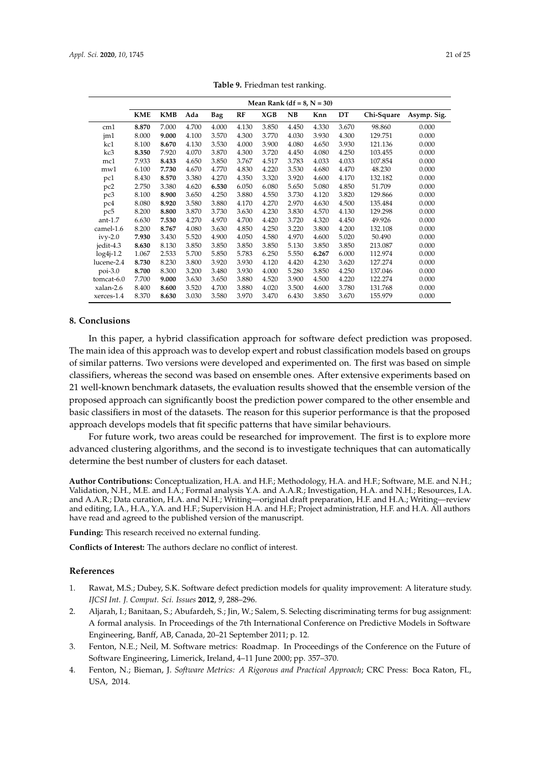**Table 9.** Friedman test ranking.

| | Mean Rank (df = 8, N = 30) | | | | | | | | | | |
|---|---|---|---|---|---|---|---|---|---|---|---|
| | **KME** | **KMB** | **Ada** | **Bag** | **RF** | **XGB** | **NB** | **Knn** | **DT** | **Chi-Square** | **Asymp. Sig.** |
| cm1 | **8.870** | 7.000 | 4.700 | 4.000 | 4.130 | 3.850 | 4.450 | 4.330 | 3.670 | 98.860 | 0.000 |
| jm1 | 8.000 | **9.000** | 4.100 | 3.570 | 4.300 | 3.770 | 4.030 | 3.930 | 4.300 | 129.751 | 0.000 |
| kc1 | 8.100 | **8.670** | 4.130 | 3.530 | 4.000 | 3.900 | 4.080 | 4.650 | 3.930 | 121.136 | 0.000 |
| kc3 | **8.350** | 7.920 | 4.070 | 3.870 | 4.300 | 3.720 | 4.450 | 4.080 | 4.250 | 103.455 | 0.000 |
| mc1 | 7.933 | **8.433** | 4.650 | 3.850 | 3.767 | 4.517 | 3.783 | 4.033 | 4.033 | 107.854 | 0.000 |
| mw1 | 6.100 | **7.730** | 4.670 | 4.770 | 4.830 | 4.220 | 3.530 | 4.680 | 4.470 | 48.230 | 0.000 |
| pc1 | 8.430 | **8.570** | 3.380 | 4.270 | 4.350 | 3.320 | 3.920 | 4.600 | 4.170 | 132.182 | 0.000 |
| pc2 | 2.750 | 3.380 | 4.620 | **6.530** | 6.050 | 6.080 | 5.650 | 5.080 | 4.850 | 51.709 | 0.000 |
| pc3 | 8.100 | **8.900** | 3.650 | 4.250 | 3.880 | 4.550 | 3.730 | 4.120 | 3.820 | 129.866 | 0.000 |
| pc4 | 8.080 | **8.920** | 3.580 | 3.880 | 4.170 | 4.270 | 2.970 | 4.630 | 4.500 | 135.484 | 0.000 |
| pc5 | 8.200 | **8.800** | 3.870 | 3.730 | 3.630 | 4.230 | 3.830 | 4.570 | 4.130 | 129.298 | 0.000 |
| ant-1.7 | 6.630 | **7.530** | 4.270 | 4.970 | 4.700 | 4.420 | 3.720 | 4.320 | 4.450 | 49.926 | 0.000 |
| camel-1.6 | 8.200 | **8.767** | 4.080 | 3.630 | 4.850 | 4.250 | 3.220 | 3.800 | 4.200 | 132.108 | 0.000 |
| ivy-2.0 | **7.930** | 3.430 | 5.520 | 4.900 | 4.050 | 4.580 | 4.970 | 4.600 | 5.020 | 50.490 | 0.000 |
| jedit-4.3 | **8.630** | 8.130 | 3.850 | 3.850 | 3.850 | 3.850 | 5.130 | 3.850 | 3.850 | 213.087 | 0.000 |
| log4j-1.2 | 1.067 | 2.533 | 5.700 | 5.850 | 5.783 | 6.250 | 5.550 | **6.267** | 6.000 | 112.974 | 0.000 |
| lucene-2.4 | **8.730** | 8.230 | 3.800 | 3.920 | 3.930 | 4.120 | 4.420 | 4.230 | 3.620 | 127.274 | 0.000 |
| poi-3.0 | **8.700** | 8.300 | 3.200 | 3.480 | 3.930 | 4.000 | 5.280 | 3.850 | 4.250 | 137.046 | 0.000 |
| tomcat-6.0 | 7.700 | **9.000** | 3.630 | 3.650 | 3.880 | 4.520 | 3.900 | 4.500 | 4.220 | 122.274 | 0.000 |
| xalan-2.6 | 8.400 | **8.600** | 3.520 | 4.700 | 3.880 | 4.020 | 3.500 | 4.600 | 3.780 | 131.768 | 0.000 |
| xerces-1.4 | 8.370 | **8.630** | 3.030 | 3.580 | 3.970 | 3.470 | 6.430 | 3.850 | 3.670 | 155.979 | 0.000 |

## 8. Conclusions

In this paper, a hybrid classification approach for software defect prediction was proposed. The main idea of this approach was to develop expert and robust classification models based on groups of similar patterns. Two versions were developed and experimented on. The first was based on simple classifiers, whereas the second was based on ensemble ones. After extensive experiments based on 21 well-known benchmark datasets, the evaluation results showed that the ensemble version of the proposed approach can significantly boost the prediction power compared to the other ensemble and basic classifiers in most of the datasets. The reason for this superior performance is that the proposed approach develops models that fit specific patterns that have similar behaviours.

For future work, two areas could be researched for improvement. The first is to explore more advanced clustering algorithms, and the second is to investigate techniques that can automatically determine the best number of clusters for each dataset.

**Author Contributions:** Conceptualization, H.A. and H.F.; Methodology, H.A. and H.F.; Software, M.E. and N.H.; Validation, N.H., M.E. and I.A.; Formal analysis Y.A. and A.A.R.; Investigation, H.A. and N.H.; Resources, I.A. and A.A.R.; Data curation, H.A. and N.H.; Writing—original draft preparation, H.F. and H.A.; Writing—review and editing, I.A., H.A., Y.A. and H.F.; Supervision H.A. and H.F.; Project administration, H.F. and H.A. All authors have read and agreed to the published version of the manuscript.

**Funding:** This research received no external funding.

**Conflicts of Interest:** The authors declare no conflict of interest.

## References

1. Rawat, M.S.; Dubey, S.K. Software defect prediction models for quality improvement: A literature study. *IJCSI Int. J. Comput. Sci. Issues* **2012**, *9*, 288–296.
2. Aljarah, I.; Banitaan, S.; Abufardeh, S.; Jin, W.; Salem, S. Selecting discriminating terms for bug assignment: A formal analysis. In Proceedings of the 7th International Conference on Predictive Models in Software Engineering, Banff, AB, Canada, 20–21 September 2011; p. 12.
3. Fenton, N.E.; Neil, M. Software metrics: Roadmap. In Proceedings of the Conference on the Future of Software Engineering, Limerick, Ireland, 4–11 June 2000; pp. 357–370.
4. Fenton, N.; Bieman, J. *Software Metrics: A Rigorous and Practical Approach*; CRC Press: Boca Raton, FL, USA, 2014.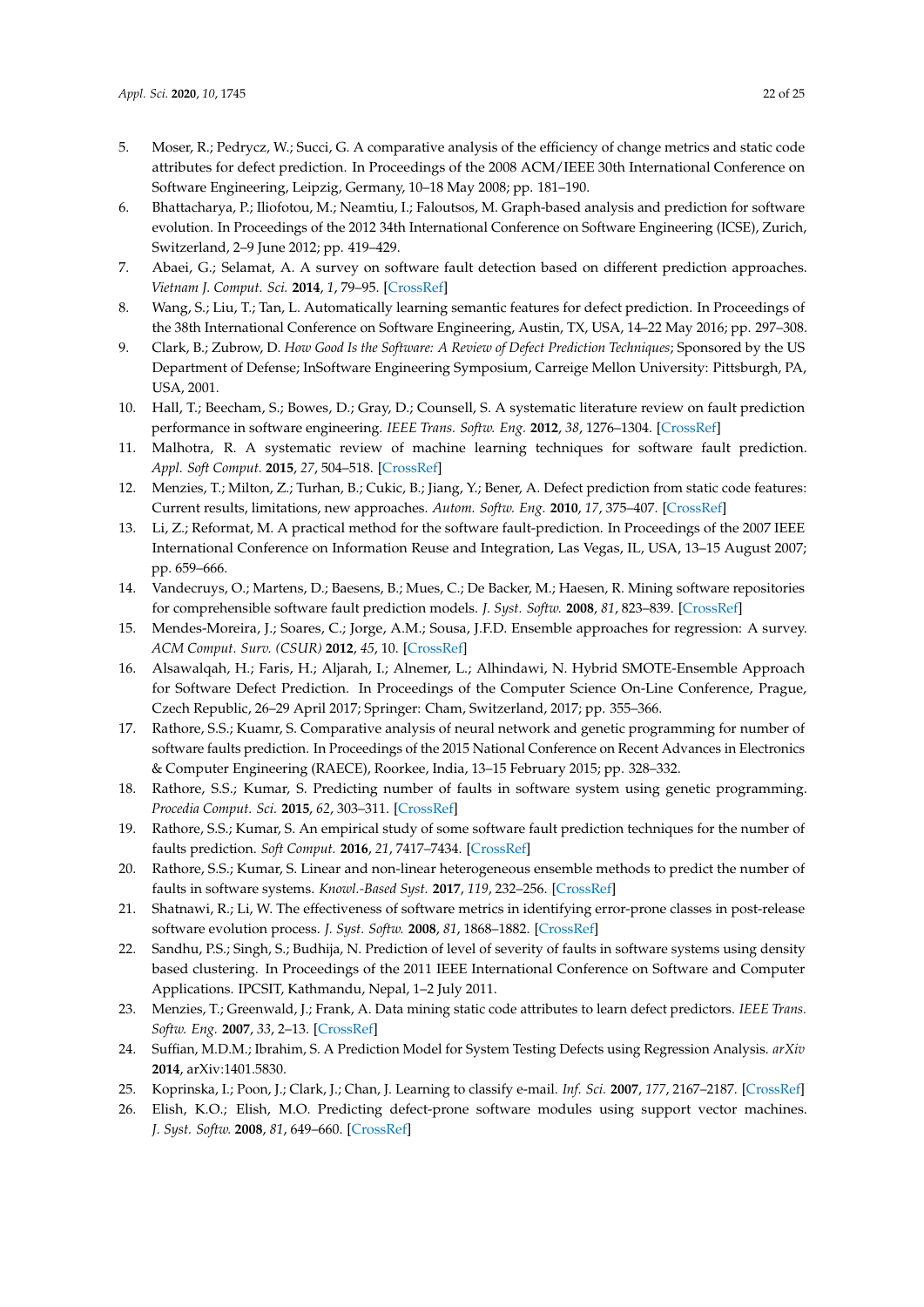5. Moser, R.; Pedrycz, W.; Succi, G. A comparative analysis of the efficiency of change metrics and static code attributes for defect prediction. In Proceedings of the 2008 ACM/IEEE 30th International Conference on Software Engineering, Leipzig, Germany, 10–18 May 2008; pp. 181–190.
6. Bhattacharya, P.; Iliofotou, M.; Neamtiu, I.; Faloutsos, M. Graph-based analysis and prediction for software evolution. In Proceedings of the 2012 34th International Conference on Software Engineering (ICSE), Zurich, Switzerland, 2–9 June 2012; pp. 419–429.
7. Abaei, G.; Selamat, A. A survey on software fault detection based on different prediction approaches. *Vietnam J. Comput. Sci.* **2014**, *1*, 79–95. [CrossRef]
8. Wang, S.; Liu, T.; Tan, L. Automatically learning semantic features for defect prediction. In Proceedings of the 38th International Conference on Software Engineering, Austin, TX, USA, 14–22 May 2016; pp. 297–308.
9. Clark, B.; Zubrow, D. *How Good Is the Software: A Review of Defect Prediction Techniques*; Sponsored by the US Department of Defense; InSoftware Engineering Symposium, Carreige Mellon University: Pittsburgh, PA, USA, 2001.
10. Hall, T.; Beecham, S.; Bowes, D.; Gray, D.; Counsell, S. A systematic literature review on fault prediction performance in software engineering. *IEEE Trans. Softw. Eng.* **2012**, *38*, 1276–1304. [CrossRef]
11. Malhotra, R. A systematic review of machine learning techniques for software fault prediction. *Appl. Soft Comput.* **2015**, *27*, 504–518. [CrossRef]
12. Menzies, T.; Milton, Z.; Turhan, B.; Cukic, B.; Jiang, Y.; Bener, A. Defect prediction from static code features: Current results, limitations, new approaches. *Autom. Softw. Eng.* **2010**, *17*, 375–407. [CrossRef]
13. Li, Z.; Reformat, M. A practical method for the software fault-prediction. In Proceedings of the 2007 IEEE International Conference on Information Reuse and Integration, Las Vegas, IL, USA, 13–15 August 2007; pp. 659–666.
14. Vandecruys, O.; Martens, D.; Baesens, B.; Mues, C.; De Backer, M.; Haesen, R. Mining software repositories for comprehensible software fault prediction models. *J. Syst. Softw.* **2008**, *81*, 823–839. [CrossRef]
15. Mendes-Moreira, J.; Soares, C.; Jorge, A.M.; Sousa, J.F.D. Ensemble approaches for regression: A survey. *ACM Comput. Surv. (CSUR)* **2012**, *45*, 10. [CrossRef]
16. Alsawalqah, H.; Faris, H.; Aljarah, I.; Alnemer, L.; Alhindawi, N. Hybrid SMOTE-Ensemble Approach for Software Defect Prediction. In Proceedings of the Computer Science On-Line Conference, Prague, Czech Republic, 26–29 April 2017; Springer: Cham, Switzerland, 2017; pp. 355–366.
17. Rathore, S.S.; Kuamr, S. Comparative analysis of neural network and genetic programming for number of software faults prediction. In Proceedings of the 2015 National Conference on Recent Advances in Electronics & Computer Engineering (RAECE), Roorkee, India, 13–15 February 2015; pp. 328–332.
18. Rathore, S.S.; Kumar, S. Predicting number of faults in software system using genetic programming. *Procedia Comput. Sci.* **2015**, *62*, 303–311. [CrossRef]
19. Rathore, S.S.; Kumar, S. An empirical study of some software fault prediction techniques for the number of faults prediction. *Soft Comput.* **2016**, *21*, 7417–7434. [CrossRef]
20. Rathore, S.S.; Kumar, S. Linear and non-linear heterogeneous ensemble methods to predict the number of faults in software systems. *Knowl.-Based Syst.* **2017**, *119*, 232–256. [CrossRef]
21. Shatnawi, R.; Li, W. The effectiveness of software metrics in identifying error-prone classes in post-release software evolution process. *J. Syst. Softw.* **2008**, *81*, 1868–1882. [CrossRef]
22. Sandhu, P.S.; Singh, S.; Budhija, N. Prediction of level of severity of faults in software systems using density based clustering. In Proceedings of the 2011 IEEE International Conference on Software and Computer Applications. IPCSIT, Kathmandu, Nepal, 1–2 July 2011.
23. Menzies, T.; Greenwald, J.; Frank, A. Data mining static code attributes to learn defect predictors. *IEEE Trans. Softw. Eng.* **2007**, *33*, 2–13. [CrossRef]
24. Suffian, M.D.M.; Ibrahim, S. A Prediction Model for System Testing Defects using Regression Analysis. *arXiv* **2014**, arXiv:1401.5830.
25. Koprinska, I.; Poon, J.; Clark, J.; Chan, J. Learning to classify e-mail. *Inf. Sci.* **2007**, *177*, 2167–2187. [CrossRef]
26. Elish, K.O.; Elish, M.O. Predicting defect-prone software modules using support vector machines. *J. Syst. Softw.* **2008**, *81*, 649–660. [CrossRef]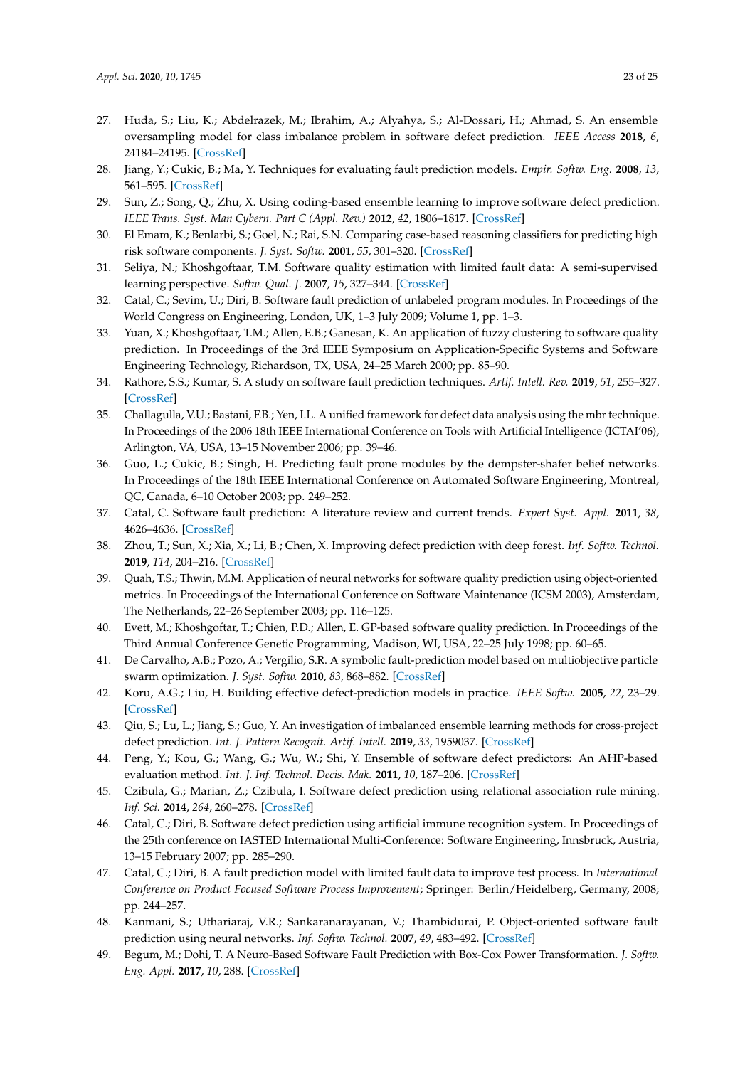27. Huda, S.; Liu, K.; Abdelrazek, M.; Ibrahim, A.; Alyahya, S.; Al-Dossari, H.; Ahmad, S. An ensemble oversampling model for class imbalance problem in software defect prediction. *IEEE Access* **2018**, *6*, 24184–24195. [CrossRef]
28. Jiang, Y.; Cukic, B.; Ma, Y. Techniques for evaluating fault prediction models. *Empir. Softw. Eng.* **2008**, *13*, 561–595. [CrossRef]
29. Sun, Z.; Song, Q.; Zhu, X. Using coding-based ensemble learning to improve software defect prediction. *IEEE Trans. Syst. Man Cybern. Part C (Appl. Rev.)* **2012**, *42*, 1806–1817. [CrossRef]
30. El Emam, K.; Benlarbi, S.; Goel, N.; Rai, S.N. Comparing case-based reasoning classifiers for predicting high risk software components. *J. Syst. Softw.* **2001**, *55*, 301–320. [CrossRef]
31. Seliya, N.; Khoshgoftaar, T.M. Software quality estimation with limited fault data: A semi-supervised learning perspective. *Softw. Qual. J.* **2007**, *15*, 327–344. [CrossRef]
32. Catal, C.; Sevim, U.; Diri, B. Software fault prediction of unlabeled program modules. In Proceedings of the World Congress on Engineering, London, UK, 1–3 July 2009; Volume 1, pp. 1–3.
33. Yuan, X.; Khoshgoftaar, T.M.; Allen, E.B.; Ganesan, K. An application of fuzzy clustering to software quality prediction. In Proceedings of the 3rd IEEE Symposium on Application-Specific Systems and Software Engineering Technology, Richardson, TX, USA, 24–25 March 2000; pp. 85–90.
34. Rathore, S.S.; Kumar, S. A study on software fault prediction techniques. *Artif. Intell. Rev.* **2019**, *51*, 255–327. [CrossRef]
35. Challagulla, V.U.; Bastani, F.B.; Yen, I.L. A unified framework for defect data analysis using the mbr technique. In Proceedings of the 2006 18th IEEE International Conference on Tools with Artificial Intelligence (ICTAI'06), Arlington, VA, USA, 13–15 November 2006; pp. 39–46.
36. Guo, L.; Cukic, B.; Singh, H. Predicting fault prone modules by the dempster-shafer belief networks. In Proceedings of the 18th IEEE International Conference on Automated Software Engineering, Montreal, QC, Canada, 6–10 October 2003; pp. 249–252.
37. Catal, C. Software fault prediction: A literature review and current trends. *Expert Syst. Appl.* **2011**, *38*, 4626–4636. [CrossRef]
38. Zhou, T.; Sun, X.; Xia, X.; Li, B.; Chen, X. Improving defect prediction with deep forest. *Inf. Softw. Technol.* **2019**, *114*, 204–216. [CrossRef]
39. Quah, T.S.; Thwin, M.M. Application of neural networks for software quality prediction using object-oriented metrics. In Proceedings of the International Conference on Software Maintenance (ICSM 2003), Amsterdam, The Netherlands, 22–26 September 2003; pp. 116–125.
40. Evett, M.; Khoshgoftar, T.; Chien, P.D.; Allen, E. GP-based software quality prediction. In Proceedings of the Third Annual Conference Genetic Programming, Madison, WI, USA, 22–25 July 1998; pp. 60–65.
41. De Carvalho, A.B.; Pozo, A.; Vergilio, S.R. A symbolic fault-prediction model based on multiobjective particle swarm optimization. *J. Syst. Softw.* **2010**, *83*, 868–882. [CrossRef]
42. Koru, A.G.; Liu, H. Building effective defect-prediction models in practice. *IEEE Softw.* **2005**, *22*, 23–29. [CrossRef]
43. Qiu, S.; Lu, L.; Jiang, S.; Guo, Y. An investigation of imbalanced ensemble learning methods for cross-project defect prediction. *Int. J. Pattern Recognit. Artif. Intell.* **2019**, *33*, 1959037. [CrossRef]
44. Peng, Y.; Kou, G.; Wang, G.; Wu, W.; Shi, Y. Ensemble of software defect predictors: An AHP-based evaluation method. *Int. J. Inf. Technol. Decis. Mak.* **2011**, *10*, 187–206. [CrossRef]
45. Czibula, G.; Marian, Z.; Czibula, I. Software defect prediction using relational association rule mining. *Inf. Sci.* **2014**, *264*, 260–278. [CrossRef]
46. Catal, C.; Diri, B. Software defect prediction using artificial immune recognition system. In Proceedings of the 25th conference on IASTED International Multi-Conference: Software Engineering, Innsbruck, Austria, 13–15 February 2007; pp. 285–290.
47. Catal, C.; Diri, B. A fault prediction model with limited fault data to improve test process. In *International Conference on Product Focused Software Process Improvement*; Springer: Berlin/Heidelberg, Germany, 2008; pp. 244–257.
48. Kanmani, S.; Uthariaraj, V.R.; Sankaranarayanan, V.; Thambidurai, P. Object-oriented software fault prediction using neural networks. *Inf. Softw. Technol.* **2007**, *49*, 483–492. [CrossRef]
49. Begum, M.; Dohi, T. A Neuro-Based Software Fault Prediction with Box-Cox Power Transformation. *J. Softw. Eng. Appl.* **2017**, *10*, 288. [CrossRef]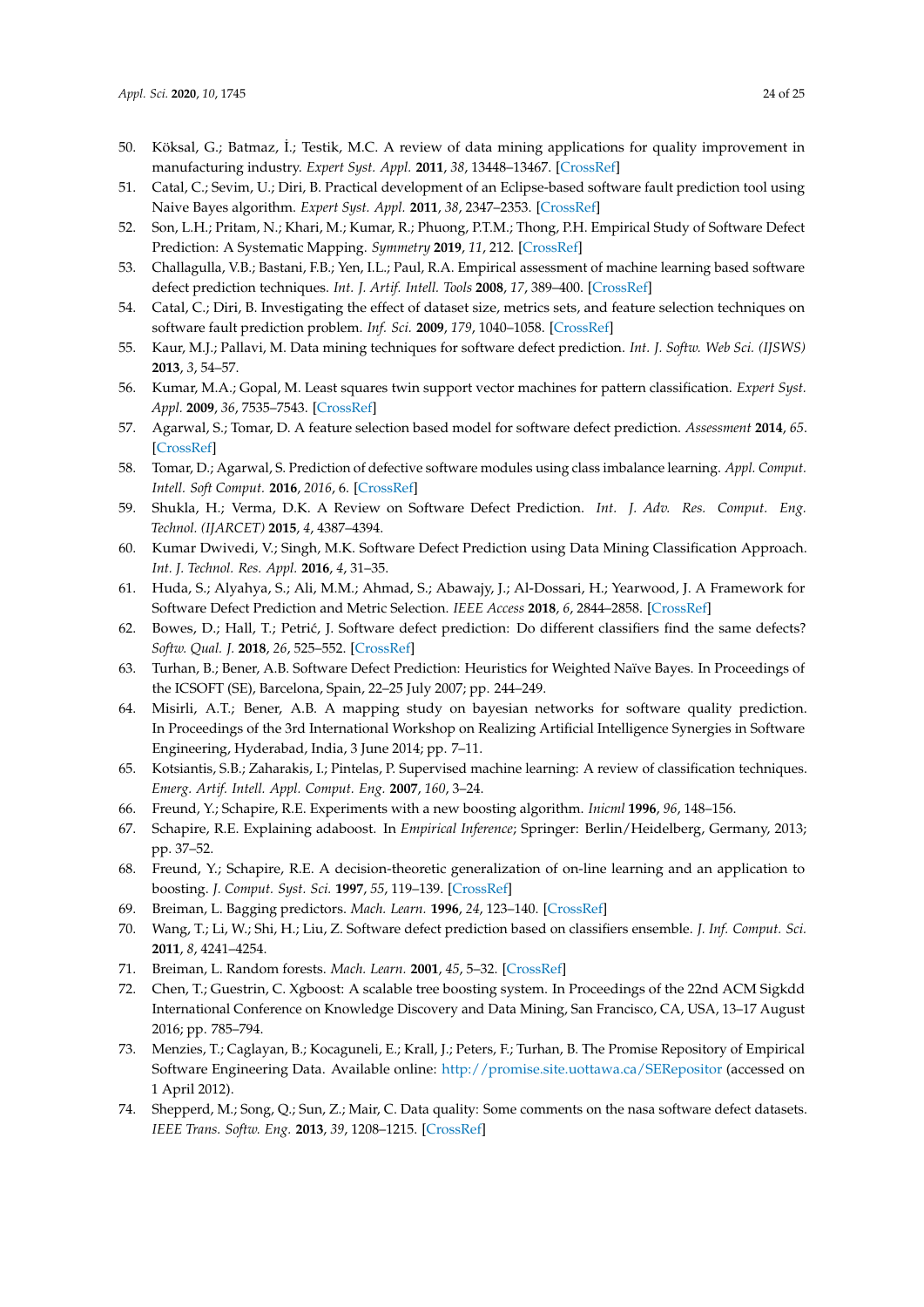50. Köksal, G.; Batmaz, İ.; Testik, M.C. A review of data mining applications for quality improvement in manufacturing industry. *Expert Syst. Appl.* **2011**, *38*, 13448–13467. [CrossRef]
51. Catal, C.; Sevim, U.; Diri, B. Practical development of an Eclipse-based software fault prediction tool using Naive Bayes algorithm. *Expert Syst. Appl.* **2011**, *38*, 2347–2353. [CrossRef]
52. Son, L.H.; Pritam, N.; Khari, M.; Kumar, R.; Phuong, P.T.M.; Thong, P.H. Empirical Study of Software Defect Prediction: A Systematic Mapping. *Symmetry* **2019**, *11*, 212. [CrossRef]
53. Challagulla, V.B.; Bastani, F.B.; Yen, I.L.; Paul, R.A. Empirical assessment of machine learning based software defect prediction techniques. *Int. J. Artif. Intell. Tools* **2008**, *17*, 389–400. [CrossRef]
54. Catal, C.; Diri, B. Investigating the effect of dataset size, metrics sets, and feature selection techniques on software fault prediction problem. *Inf. Sci.* **2009**, *179*, 1040–1058. [CrossRef]
55. Kaur, M.J.; Pallavi, M. Data mining techniques for software defect prediction. *Int. J. Softw. Web Sci. (IJSWS)* **2013**, *3*, 54–57.
56. Kumar, M.A.; Gopal, M. Least squares twin support vector machines for pattern classification. *Expert Syst. Appl.* **2009**, *36*, 7535–7543. [CrossRef]
57. Agarwal, S.; Tomar, D. A feature selection based model for software defect prediction. *Assessment* **2014**, *65*. [CrossRef]
58. Tomar, D.; Agarwal, S. Prediction of defective software modules using class imbalance learning. *Appl. Comput. Intell. Soft Comput.* **2016**, *2016*, 6. [CrossRef]
59. Shukla, H.; Verma, D.K. A Review on Software Defect Prediction. *Int. J. Adv. Res. Comput. Eng. Technol. (IJARCET)* **2015**, *4*, 4387–4394.
60. Kumar Dwivedi, V.; Singh, M.K. Software Defect Prediction using Data Mining Classification Approach. *Int. J. Technol. Res. Appl.* **2016**, *4*, 31–35.
61. Huda, S.; Alyahya, S.; Ali, M.M.; Ahmad, S.; Abawajy, J.; Al-Dossari, H.; Yearwood, J. A Framework for Software Defect Prediction and Metric Selection. *IEEE Access* **2018**, *6*, 2844–2858. [CrossRef]
62. Bowes, D.; Hall, T.; Petrić, J. Software defect prediction: Do different classifiers find the same defects? *Softw. Qual. J.* **2018**, *26*, 525–552. [CrossRef]
63. Turhan, B.; Bener, A.B. Software Defect Prediction: Heuristics for Weighted Naïve Bayes. In Proceedings of the ICSOFT (SE), Barcelona, Spain, 22–25 July 2007; pp. 244–249.
64. Misirli, A.T.; Bener, A.B. A mapping study on bayesian networks for software quality prediction. In Proceedings of the 3rd International Workshop on Realizing Artificial Intelligence Synergies in Software Engineering, Hyderabad, India, 3 June 2014; pp. 7–11.
65. Kotsiantis, S.B.; Zaharakis, I.; Pintelas, P. Supervised machine learning: A review of classification techniques. *Emerg. Artif. Intell. Appl. Comput. Eng.* **2007**, *160*, 3–24.
66. Freund, Y.; Schapire, R.E. Experiments with a new boosting algorithm. *Inicml* **1996**, *96*, 148–156.
67. Schapire, R.E. Explaining adaboost. In *Empirical Inference*; Springer: Berlin/Heidelberg, Germany, 2013; pp. 37–52.
68. Freund, Y.; Schapire, R.E. A decision-theoretic generalization of on-line learning and an application to boosting. *J. Comput. Syst. Sci.* **1997**, *55*, 119–139. [CrossRef]
69. Breiman, L. Bagging predictors. *Mach. Learn.* **1996**, *24*, 123–140. [CrossRef]
70. Wang, T.; Li, W.; Shi, H.; Liu, Z. Software defect prediction based on classifiers ensemble. *J. Inf. Comput. Sci.* **2011**, *8*, 4241–4254.
71. Breiman, L. Random forests. *Mach. Learn.* **2001**, *45*, 5–32. [CrossRef]
72. Chen, T.; Guestrin, C. Xgboost: A scalable tree boosting system. In Proceedings of the 22nd ACM Sigkdd International Conference on Knowledge Discovery and Data Mining, San Francisco, CA, USA, 13–17 August 2016; pp. 785–794.
73. Menzies, T.; Caglayan, B.; Kocaguneli, E.; Krall, J.; Peters, F.; Turhan, B. The Promise Repository of Empirical Software Engineering Data. Available online: http://promise.site.uottawa.ca/SERepositor (accessed on 1 April 2012).
74. Shepperd, M.; Song, Q.; Sun, Z.; Mair, C. Data quality: Some comments on the nasa software defect datasets. *IEEE Trans. Softw. Eng.* **2013**, *39*, 1208–1215. [CrossRef]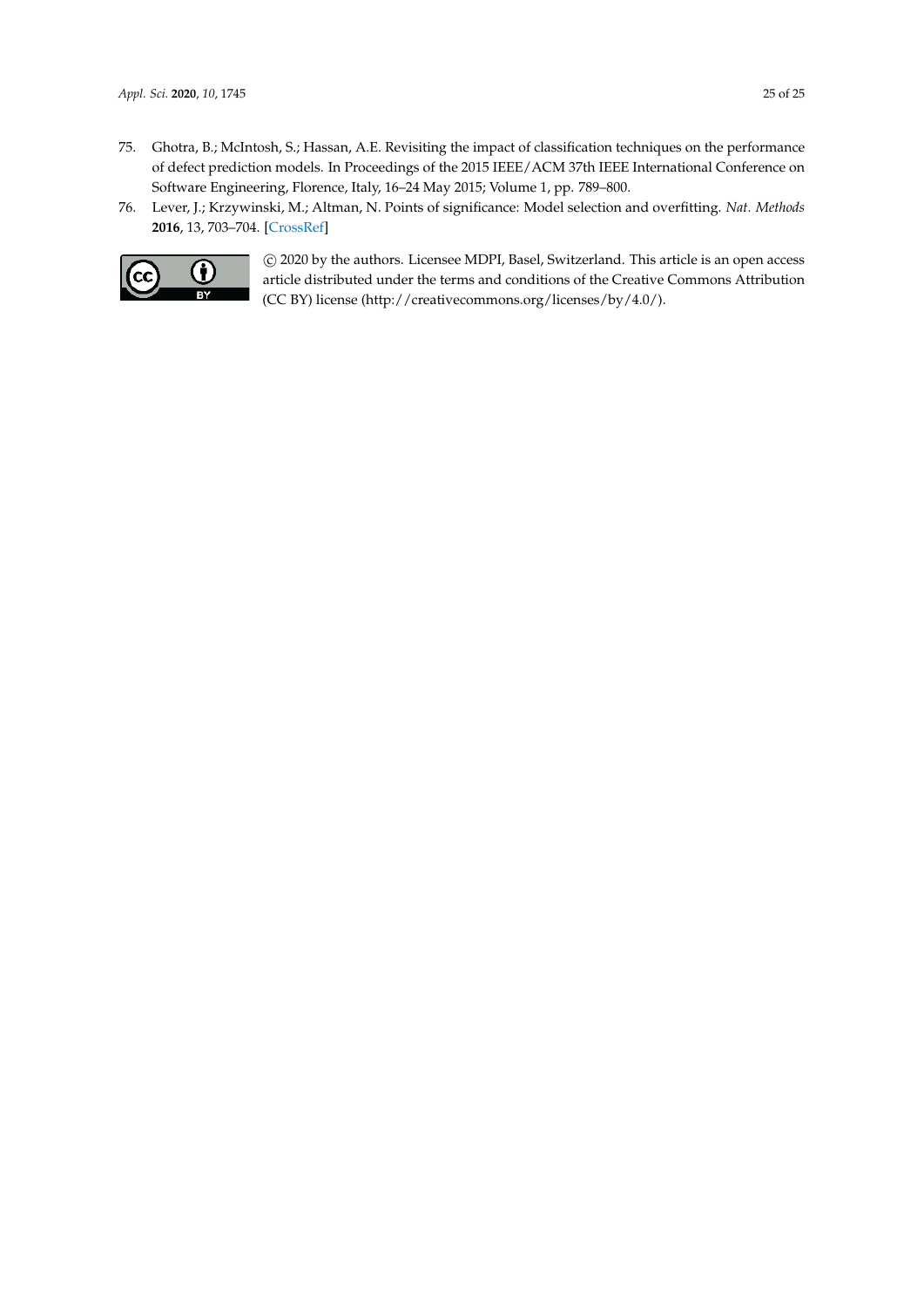75. Ghotra, B.; McIntosh, S.; Hassan, A.E. Revisiting the impact of classification techniques on the performance of defect prediction models. In Proceedings of the 2015 IEEE/ACM 37th IEEE International Conference on Software Engineering, Florence, Italy, 16–24 May 2015; Volume 1, pp. 789–800.
76. Lever, J.; Krzywinski, M.; Altman, N. Points of significance: Model selection and overfitting. *Nat. Methods* **2016**, 13, 703–704. [CrossRef]

© 2020 by the authors. Licensee MDPI, Basel, Switzerland. This article is an open access article distributed under the terms and conditions of the Creative Commons Attribution (CC BY) license (http://creativecommons.org/licenses/by/4.0/).